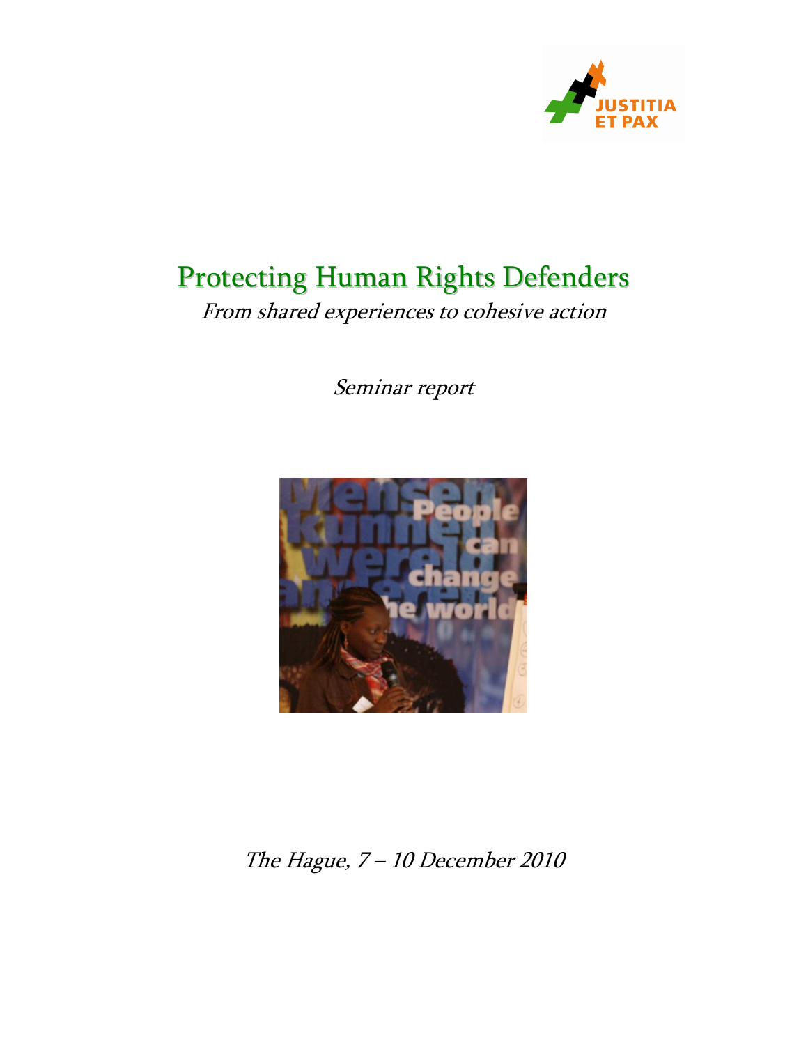JUSTITIA ET PAX

# Protecting Human Rights Defenders

*From shared experiences to cohesive action*

*Seminar report*

*The Hague, 7 – 10 December 2010*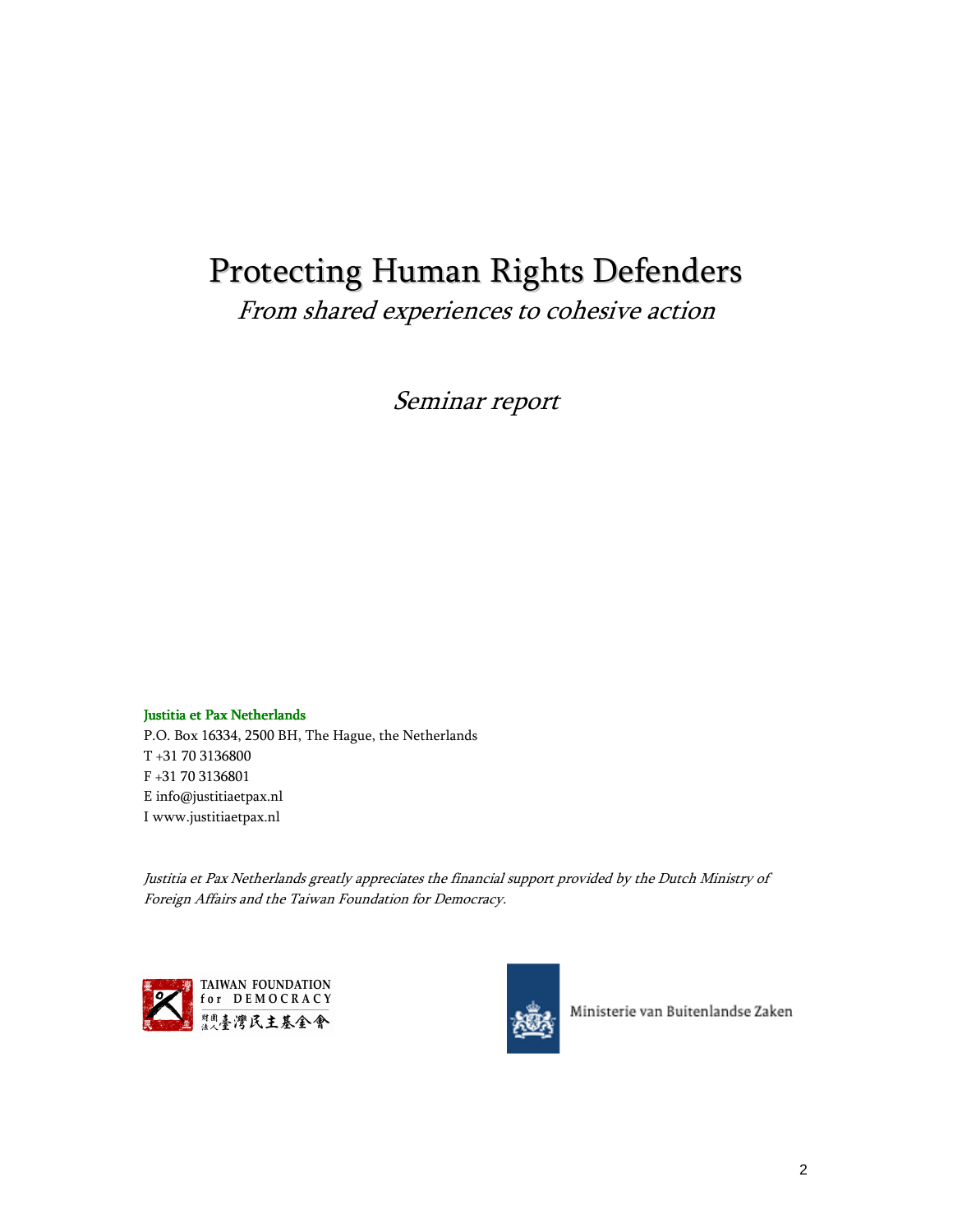# Protecting Human Rights Defenders

*From shared experiences to cohesive action*

*Seminar report*

**Justitia et Pax Netherlands**
P.O. Box 16334, 2500 BH, The Hague, the Netherlands
T +31 70 3136800
F +31 70 3136801
E info@justitiaetpax.nl
I www.justitiaetpax.nl

*Justitia et Pax Netherlands greatly appreciates the financial support provided by the Dutch Ministry of Foreign Affairs and the Taiwan Foundation for Democracy.*

TAIWAN FOUNDATION for DEMOCRACY
財團法人臺灣民主基金會

Ministerie van Buitenlandse Zaken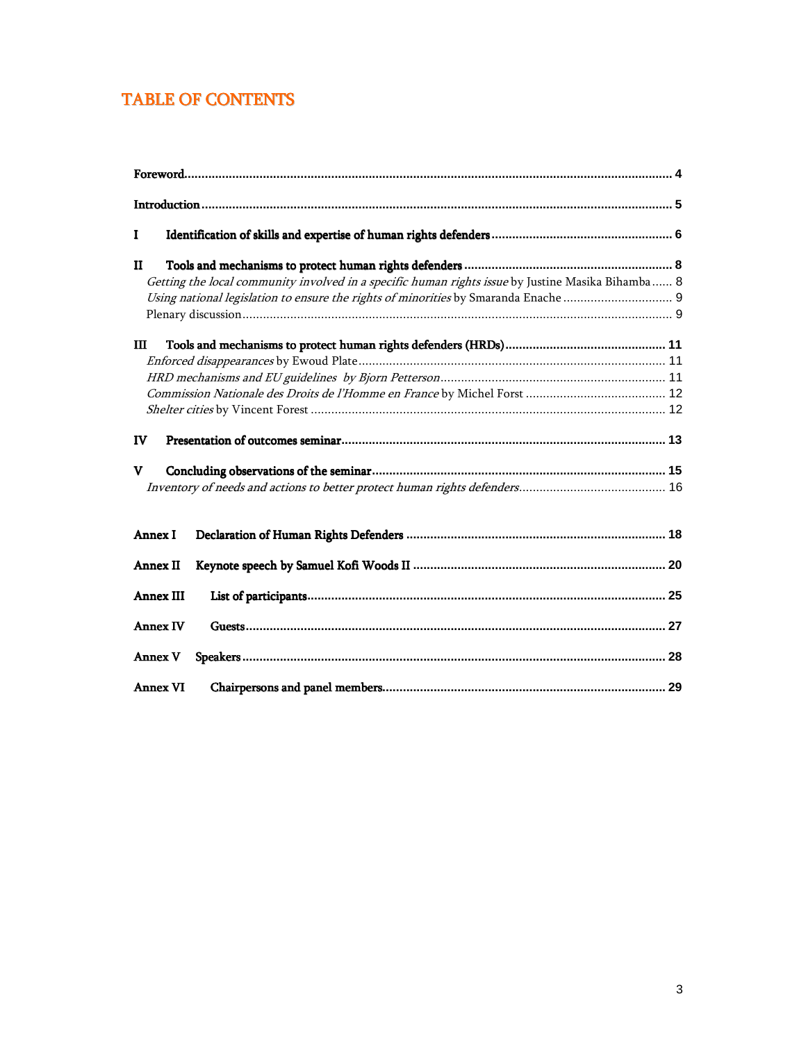# TABLE OF CONTENTS

**Foreword** ........................................................................................................................................ **4**

**Introduction** .................................................................................................................................... **5**

**I Identification of skills and expertise of human rights defenders** ............................................ **6**

**II Tools and mechanisms to protect human rights defenders** ..................................................... **8**

*Getting the local community involved in a specific human rights issue* by Justine Masika Bihamba ...... 8

*Using national legislation to ensure the rights of minorities* by Smaranda Enache ................................ 9

Plenary discussion ............................................................................................................................. 9

**III Tools and mechanisms to protect human rights defenders (HRDs)** .......................................... **11**

*Enforced disappearances* by Ewoud Plate ......................................................................................... 11

*HRD mechanisms and EU guidelines by Bjorn Petterson* ................................................................. 11

*Commission Nationale des Droits de l'Homme en France* by Michel Forst ......................................... 12

*Shelter cities* by Vincent Forest ....................................................................................................... 12

**IV Presentation of outcomes seminar** ............................................................................................ **13**

**V Concluding observations of the seminar** .................................................................................... **15**

*Inventory of needs and actions to better protect human rights defenders* .......................................... 16

**Annex I Declaration of Human Rights Defenders** .......................................................................... **18**

**Annex II Keynote speech by Samuel Kofi Woods II** ........................................................................ **20**

**Annex III List of participants** ........................................................................................................ **25**

**Annex IV Guests** .......................................................................................................................... **27**

**Annex V Speakers** ........................................................................................................................ **28**

**Annex VI Chairpersons and panel members** .................................................................................. **29**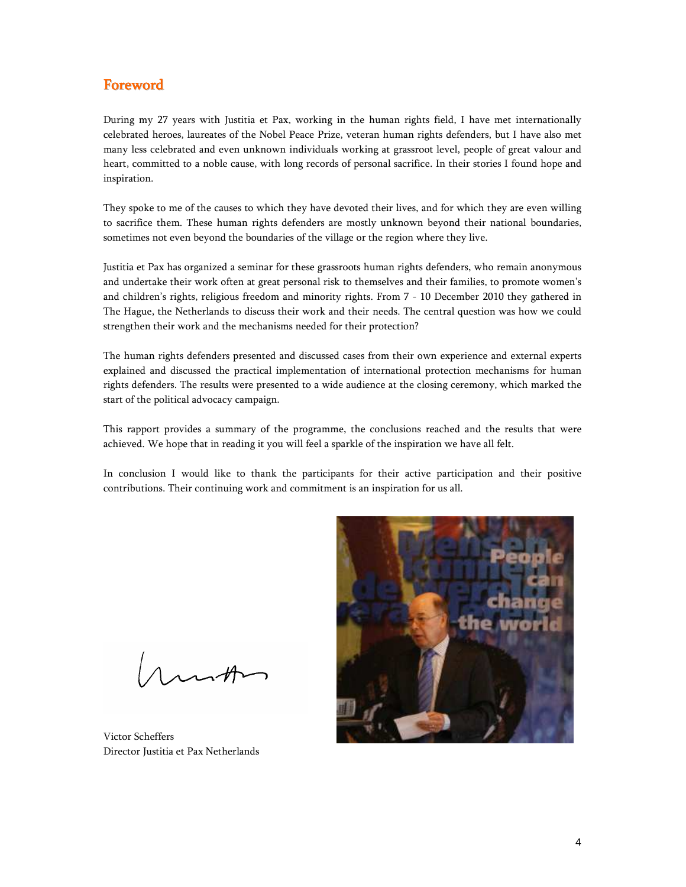## Foreword

During my 27 years with Justitia et Pax, working in the human rights field, I have met internationally celebrated heroes, laureates of the Nobel Peace Prize, veteran human rights defenders, but I have also met many less celebrated and even unknown individuals working at grassroot level, people of great valour and heart, committed to a noble cause, with long records of personal sacrifice. In their stories I found hope and inspiration.

They spoke to me of the causes to which they have devoted their lives, and for which they are even willing to sacrifice them. These human rights defenders are mostly unknown beyond their national boundaries, sometimes not even beyond the boundaries of the village or the region where they live.

Justitia et Pax has organized a seminar for these grassroots human rights defenders, who remain anonymous and undertake their work often at great personal risk to themselves and their families, to promote women's and children's rights, religious freedom and minority rights. From 7 - 10 December 2010 they gathered in The Hague, the Netherlands to discuss their work and their needs. The central question was how we could strengthen their work and the mechanisms needed for their protection?

The human rights defenders presented and discussed cases from their own experience and external experts explained and discussed the practical implementation of international protection mechanisms for human rights defenders. The results were presented to a wide audience at the closing ceremony, which marked the start of the political advocacy campaign.

This rapport provides a summary of the programme, the conclusions reached and the results that were achieved. We hope that in reading it you will feel a sparkle of the inspiration we have all felt.

In conclusion I would like to thank the participants for their active participation and their positive contributions. Their continuing work and commitment is an inspiration for us all.

Victor Scheffers
Director Justitia et Pax Netherlands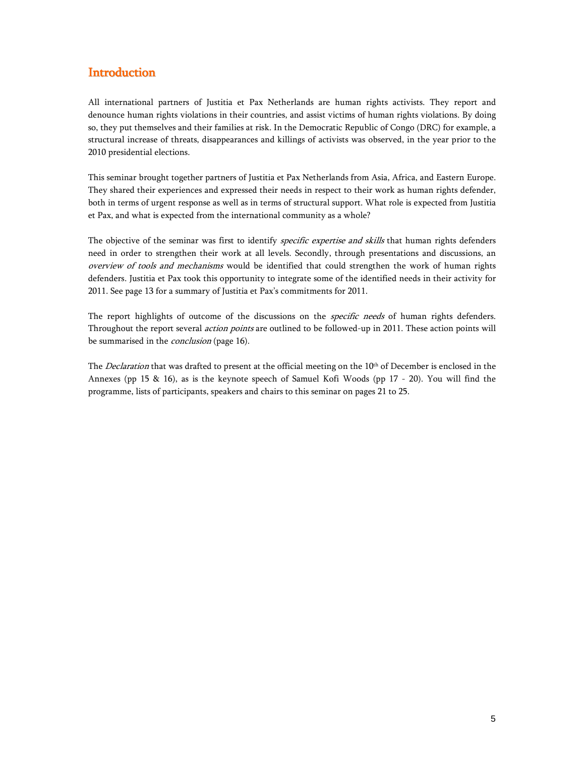# Introduction

All international partners of Justitia et Pax Netherlands are human rights activists. They report and denounce human rights violations in their countries, and assist victims of human rights violations. By doing so, they put themselves and their families at risk. In the Democratic Republic of Congo (DRC) for example, a structural increase of threats, disappearances and killings of activists was observed, in the year prior to the 2010 presidential elections.

This seminar brought together partners of Justitia et Pax Netherlands from Asia, Africa, and Eastern Europe. They shared their experiences and expressed their needs in respect to their work as human rights defender, both in terms of urgent response as well as in terms of structural support. What role is expected from Justitia et Pax, and what is expected from the international community as a whole?

The objective of the seminar was first to identify *specific expertise and skills* that human rights defenders need in order to strengthen their work at all levels. Secondly, through presentations and discussions, an *overview of tools and mechanisms* would be identified that could strengthen the work of human rights defenders. Justitia et Pax took this opportunity to integrate some of the identified needs in their activity for 2011. See page 13 for a summary of Justitia et Pax's commitments for 2011.

The report highlights of outcome of the discussions on the *specific needs* of human rights defenders. Throughout the report several *action points* are outlined to be followed-up in 2011. These action points will be summarised in the *conclusion* (page 16).

The *Declaration* that was drafted to present at the official meeting on the 10th of December is enclosed in the Annexes (pp 15 & 16), as is the keynote speech of Samuel Kofi Woods (pp 17 - 20). You will find the programme, lists of participants, speakers and chairs to this seminar on pages 21 to 25.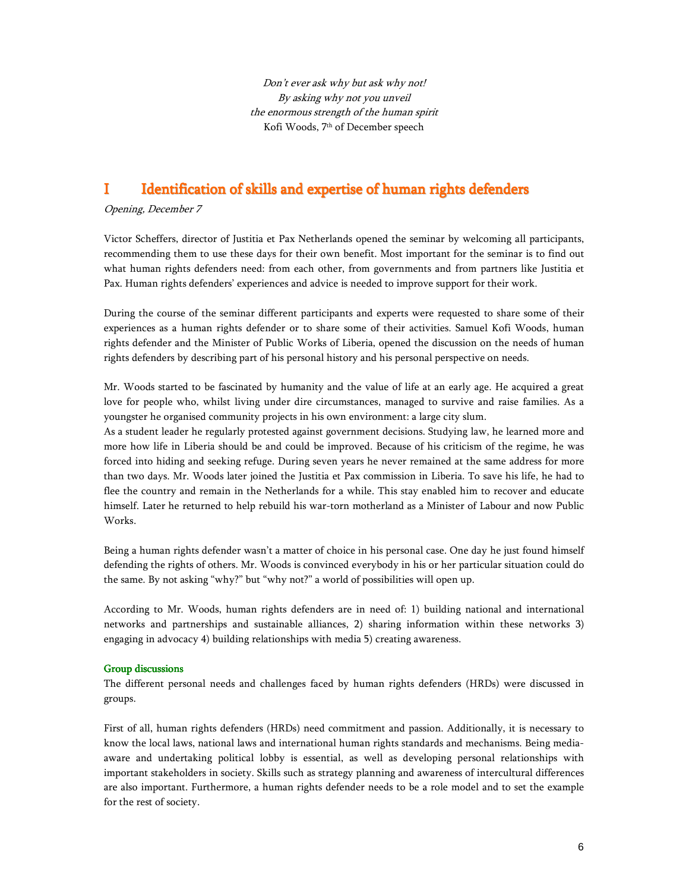*Don't ever ask why but ask why not!*
*By asking why not you unveil*
*the enormous strength of the human spirit*
Kofi Woods, 7th of December speech

# I Identification of skills and expertise of human rights defenders

*Opening, December 7*

Victor Scheffers, director of Justitia et Pax Netherlands opened the seminar by welcoming all participants, recommending them to use these days for their own benefit. Most important for the seminar is to find out what human rights defenders need: from each other, from governments and from partners like Justitia et Pax. Human rights defenders' experiences and advice is needed to improve support for their work.

During the course of the seminar different participants and experts were requested to share some of their experiences as a human rights defender or to share some of their activities. Samuel Kofi Woods, human rights defender and the Minister of Public Works of Liberia, opened the discussion on the needs of human rights defenders by describing part of his personal history and his personal perspective on needs.

Mr. Woods started to be fascinated by humanity and the value of life at an early age. He acquired a great love for people who, whilst living under dire circumstances, managed to survive and raise families. As a youngster he organised community projects in his own environment: a large city slum.
As a student leader he regularly protested against government decisions. Studying law, he learned more and more how life in Liberia should be and could be improved. Because of his criticism of the regime, he was forced into hiding and seeking refuge. During seven years he never remained at the same address for more than two days. Mr. Woods later joined the Justitia et Pax commission in Liberia. To save his life, he had to flee the country and remain in the Netherlands for a while. This stay enabled him to recover and educate himself. Later he returned to help rebuild his war-torn motherland as a Minister of Labour and now Public Works.

Being a human rights defender wasn't a matter of choice in his personal case. One day he just found himself defending the rights of others. Mr. Woods is convinced everybody in his or her particular situation could do the same. By not asking "why?" but "why not?" a world of possibilities will open up.

According to Mr. Woods, human rights defenders are in need of: 1) building national and international networks and partnerships and sustainable alliances, 2) sharing information within these networks 3) engaging in advocacy 4) building relationships with media 5) creating awareness.

### Group discussions

The different personal needs and challenges faced by human rights defenders (HRDs) were discussed in groups.

First of all, human rights defenders (HRDs) need commitment and passion. Additionally, it is necessary to know the local laws, national laws and international human rights standards and mechanisms. Being media-aware and undertaking political lobby is essential, as well as developing personal relationships with important stakeholders in society. Skills such as strategy planning and awareness of intercultural differences are also important. Furthermore, a human rights defender needs to be a role model and to set the example for the rest of society.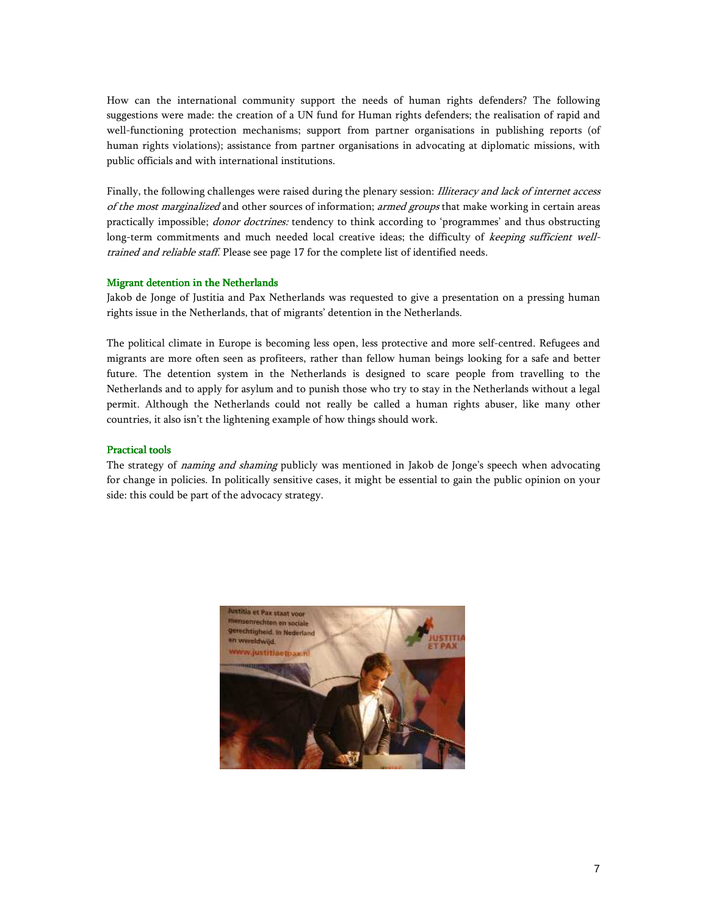How can the international community support the needs of human rights defenders? The following suggestions were made: the creation of a UN fund for Human rights defenders; the realisation of rapid and well-functioning protection mechanisms; support from partner organisations in publishing reports (of human rights violations); assistance from partner organisations in advocating at diplomatic missions, with public officials and with international institutions.

Finally, the following challenges were raised during the plenary session: *Illiteracy and lack of internet access of the most marginalized* and other sources of information; *armed groups* that make working in certain areas practically impossible; *donor doctrines:* tendency to think according to 'programmes' and thus obstructing long-term commitments and much needed local creative ideas; the difficulty of *keeping sufficient well-trained and reliable staff.* Please see page 17 for the complete list of identified needs.

### Migrant detention in the Netherlands

Jakob de Jonge of Justitia and Pax Netherlands was requested to give a presentation on a pressing human rights issue in the Netherlands, that of migrants' detention in the Netherlands.

The political climate in Europe is becoming less open, less protective and more self-centred. Refugees and migrants are more often seen as profiteers, rather than fellow human beings looking for a safe and better future. The detention system in the Netherlands is designed to scare people from travelling to the Netherlands and to apply for asylum and to punish those who try to stay in the Netherlands without a legal permit. Although the Netherlands could not really be called a human rights abuser, like many other countries, it also isn't the lightening example of how things should work.

### Practical tools

The strategy of *naming and shaming* publicly was mentioned in Jakob de Jonge's speech when advocating for change in policies. In politically sensitive cases, it might be essential to gain the public opinion on your side: this could be part of the advocacy strategy.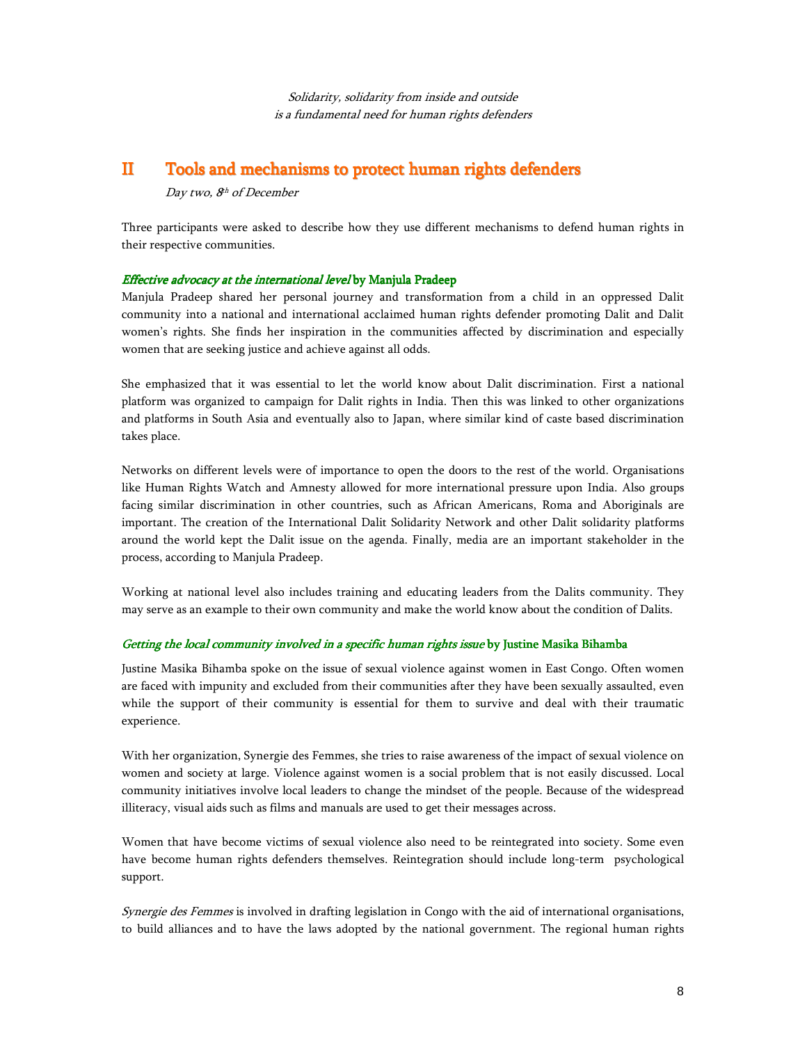*Solidarity, solidarity from inside and outside*
*is a fundamental need for human rights defenders*

## II Tools and mechanisms to protect human rights defenders

*Day two, 8th of December*

Three participants were asked to describe how they use different mechanisms to defend human rights in their respective communities.

#### *Effective advocacy at the international level* by Manjula Pradeep

Manjula Pradeep shared her personal journey and transformation from a child in an oppressed Dalit community into a national and international acclaimed human rights defender promoting Dalit and Dalit women's rights. She finds her inspiration in the communities affected by discrimination and especially women that are seeking justice and achieve against all odds.

She emphasized that it was essential to let the world know about Dalit discrimination. First a national platform was organized to campaign for Dalit rights in India. Then this was linked to other organizations and platforms in South Asia and eventually also to Japan, where similar kind of caste based discrimination takes place.

Networks on different levels were of importance to open the doors to the rest of the world. Organisations like Human Rights Watch and Amnesty allowed for more international pressure upon India. Also groups facing similar discrimination in other countries, such as African Americans, Roma and Aboriginals are important. The creation of the International Dalit Solidarity Network and other Dalit solidarity platforms around the world kept the Dalit issue on the agenda. Finally, media are an important stakeholder in the process, according to Manjula Pradeep.

Working at national level also includes training and educating leaders from the Dalits community. They may serve as an example to their own community and make the world know about the condition of Dalits.

#### *Getting the local community involved in a specific human rights issue* by Justine Masika Bihamba

Justine Masika Bihamba spoke on the issue of sexual violence against women in East Congo. Often women are faced with impunity and excluded from their communities after they have been sexually assaulted, even while the support of their community is essential for them to survive and deal with their traumatic experience.

With her organization, Synergie des Femmes, she tries to raise awareness of the impact of sexual violence on women and society at large. Violence against women is a social problem that is not easily discussed. Local community initiatives involve local leaders to change the mindset of the people. Because of the widespread illiteracy, visual aids such as films and manuals are used to get their messages across.

Women that have become victims of sexual violence also need to be reintegrated into society. Some even have become human rights defenders themselves. Reintegration should include long-term psychological support.

*Synergie des Femmes* is involved in drafting legislation in Congo with the aid of international organisations, to build alliances and to have the laws adopted by the national government. The regional human rights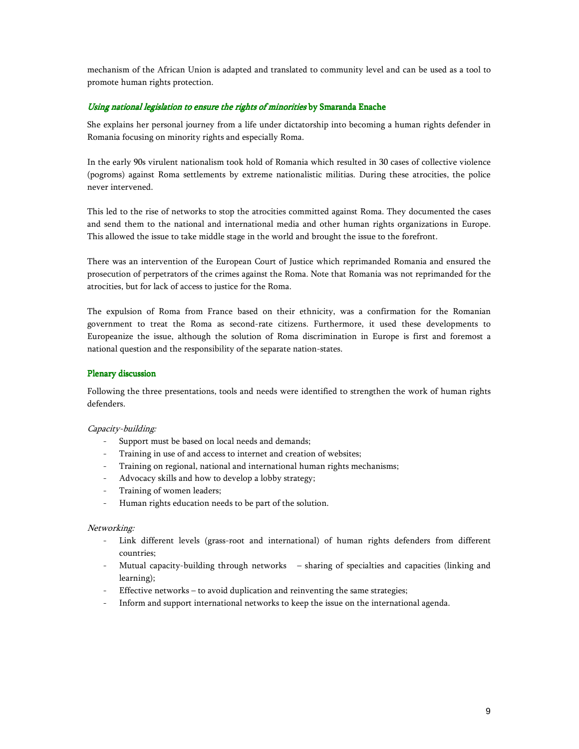mechanism of the African Union is adapted and translated to community level and can be used as a tool to promote human rights protection.

### *Using national legislation to ensure the rights of minorities* by Smaranda Enache

She explains her personal journey from a life under dictatorship into becoming a human rights defender in Romania focusing on minority rights and especially Roma.

In the early 90s virulent nationalism took hold of Romania which resulted in 30 cases of collective violence (pogroms) against Roma settlements by extreme nationalistic militias. During these atrocities, the police never intervened.

This led to the rise of networks to stop the atrocities committed against Roma. They documented the cases and send them to the national and international media and other human rights organizations in Europe. This allowed the issue to take middle stage in the world and brought the issue to the forefront.

There was an intervention of the European Court of Justice which reprimanded Romania and ensured the prosecution of perpetrators of the crimes against the Roma. Note that Romania was not reprimanded for the atrocities, but for lack of access to justice for the Roma.

The expulsion of Roma from France based on their ethnicity, was a confirmation for the Romanian government to treat the Roma as second-rate citizens. Furthermore, it used these developments to Europeanize the issue, although the solution of Roma discrimination in Europe is first and foremost a national question and the responsibility of the separate nation-states.

### Plenary discussion

Following the three presentations, tools and needs were identified to strengthen the work of human rights defenders.

*Capacity-building:*

- Support must be based on local needs and demands;
- Training in use of and access to internet and creation of websites;
- Training on regional, national and international human rights mechanisms;
- Advocacy skills and how to develop a lobby strategy;
- Training of women leaders;
- Human rights education needs to be part of the solution.

*Networking:*

- Link different levels (grass-root and international) of human rights defenders from different countries;
- Mutual capacity-building through networks – sharing of specialties and capacities (linking and learning);
- Effective networks – to avoid duplication and reinventing the same strategies;
- Inform and support international networks to keep the issue on the international agenda.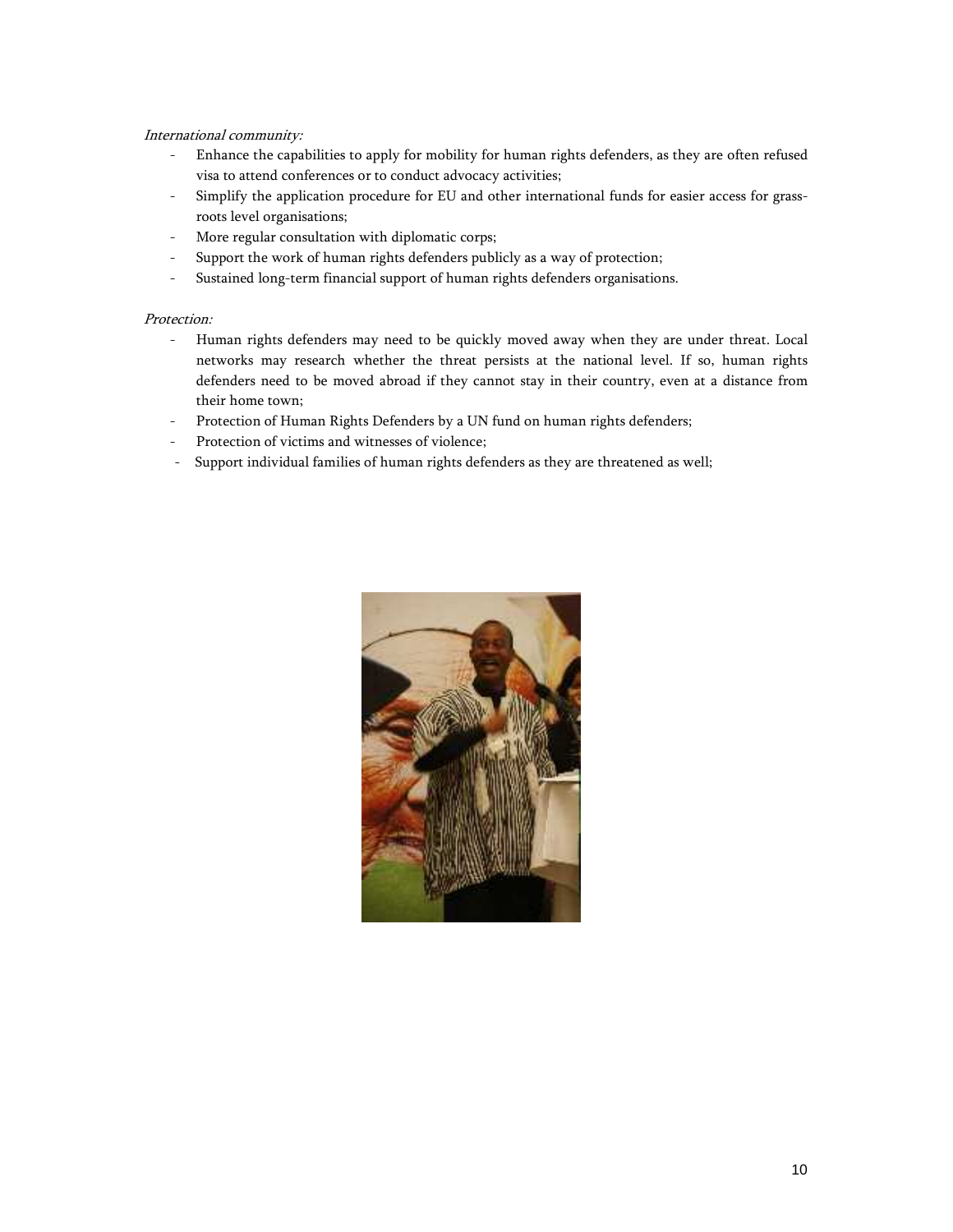*International community:*

- Enhance the capabilities to apply for mobility for human rights defenders, as they are often refused visa to attend conferences or to conduct advocacy activities;
- Simplify the application procedure for EU and other international funds for easier access for grass-roots level organisations;
- More regular consultation with diplomatic corps;
- Support the work of human rights defenders publicly as a way of protection;
- Sustained long-term financial support of human rights defenders organisations.

*Protection:*

- Human rights defenders may need to be quickly moved away when they are under threat. Local networks may research whether the threat persists at the national level. If so, human rights defenders need to be moved abroad if they cannot stay in their country, even at a distance from their home town;
- Protection of Human Rights Defenders by a UN fund on human rights defenders;
- Protection of victims and witnesses of violence;
- Support individual families of human rights defenders as they are threatened as well;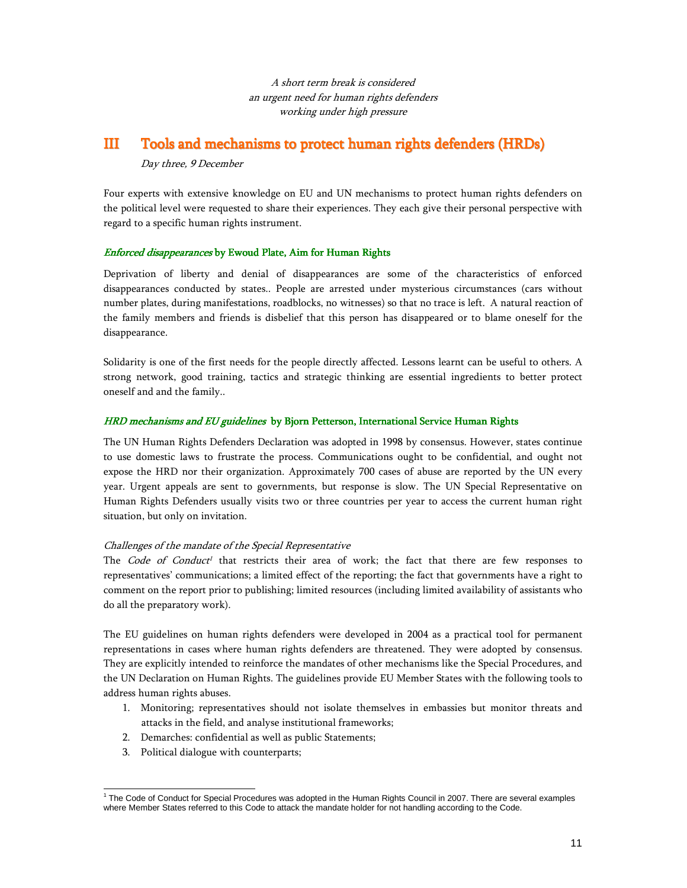*A short term break is considered*
*an urgent need for human rights defenders*
*working under high pressure*

## III Tools and mechanisms to protect human rights defenders (HRDs)

*Day three, 9 December*

Four experts with extensive knowledge on EU and UN mechanisms to protect human rights defenders on the political level were requested to share their experiences. They each give their personal perspective with regard to a specific human rights instrument.

### *Enforced disappearances* by Ewoud Plate, Aim for Human Rights

Deprivation of liberty and denial of disappearances are some of the characteristics of enforced disappearances conducted by states.. People are arrested under mysterious circumstances (cars without number plates, during manifestations, roadblocks, no witnesses) so that no trace is left. A natural reaction of the family members and friends is disbelief that this person has disappeared or to blame oneself for the disappearance.

Solidarity is one of the first needs for the people directly affected. Lessons learnt can be useful to others. A strong network, good training, tactics and strategic thinking are essential ingredients to better protect oneself and and the family..

### *HRD mechanisms and EU guidelines* by Bjorn Petterson, International Service Human Rights

The UN Human Rights Defenders Declaration was adopted in 1998 by consensus. However, states continue to use domestic laws to frustrate the process. Communications ought to be confidential, and ought not expose the HRD nor their organization. Approximately 700 cases of abuse are reported by the UN every year. Urgent appeals are sent to governments, but response is slow. The UN Special Representative on Human Rights Defenders usually visits two or three countries per year to access the current human right situation, but only on invitation.

*Challenges of the mandate of the Special Representative*

The *Code of Conduct*[1] that restricts their area of work; the fact that there are few responses to representatives' communications; a limited effect of the reporting; the fact that governments have a right to comment on the report prior to publishing; limited resources (including limited availability of assistants who do all the preparatory work).

The EU guidelines on human rights defenders were developed in 2004 as a practical tool for permanent representations in cases where human rights defenders are threatened. They were adopted by consensus. They are explicitly intended to reinforce the mandates of other mechanisms like the Special Procedures, and the UN Declaration on Human Rights. The guidelines provide EU Member States with the following tools to address human rights abuses.

1. Monitoring; representatives should not isolate themselves in embassies but monitor threats and attacks in the field, and analyse institutional frameworks;
2. Demarches: confidential as well as public Statements;
3. Political dialogue with counterparts;

---

[1] The Code of Conduct for Special Procedures was adopted in the Human Rights Council in 2007. There are several examples where Member States referred to this Code to attack the mandate holder for not handling according to the Code.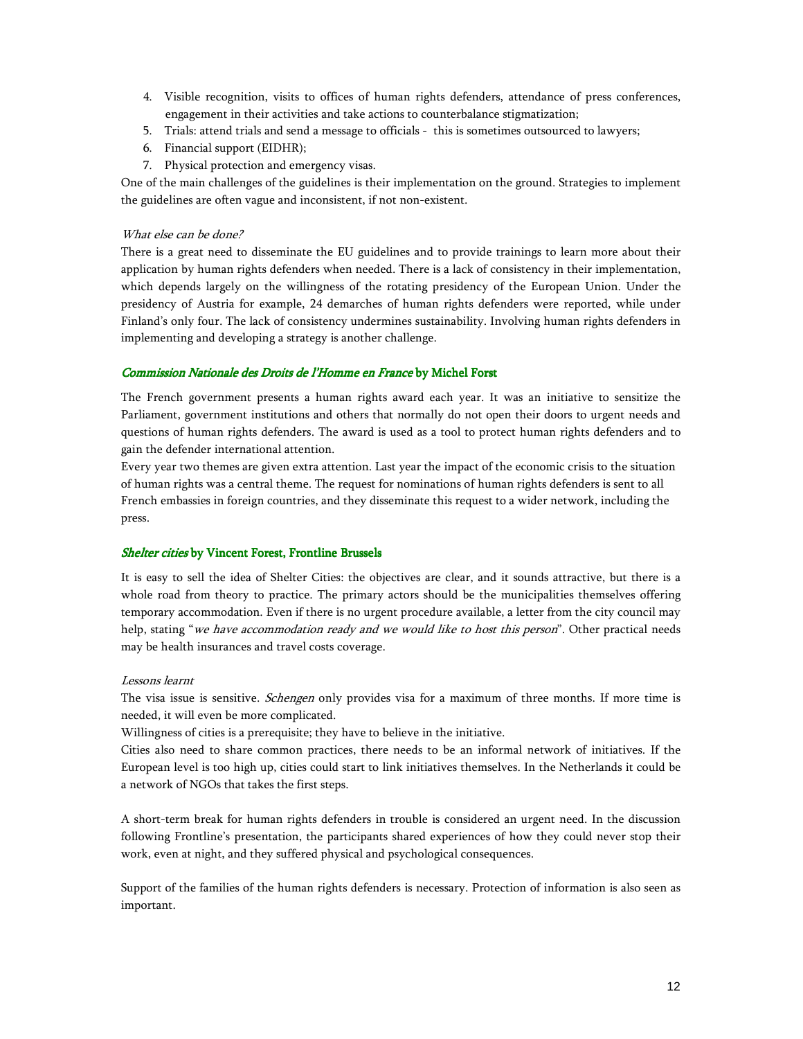4. Visible recognition, visits to offices of human rights defenders, attendance of press conferences, engagement in their activities and take actions to counterbalance stigmatization;
5. Trials: attend trials and send a message to officials - this is sometimes outsourced to lawyers;
6. Financial support (EIDHR);
7. Physical protection and emergency visas.

One of the main challenges of the guidelines is their implementation on the ground. Strategies to implement the guidelines are often vague and inconsistent, if not non-existent.

*What else can be done?*

There is a great need to disseminate the EU guidelines and to provide trainings to learn more about their application by human rights defenders when needed. There is a lack of consistency in their implementation, which depends largely on the willingness of the rotating presidency of the European Union. Under the presidency of Austria for example, 24 demarches of human rights defenders were reported, while under Finland's only four. The lack of consistency undermines sustainability. Involving human rights defenders in implementing and developing a strategy is another challenge.

### *Commission Nationale des Droits de l'Homme en France* by Michel Forst

The French government presents a human rights award each year. It was an initiative to sensitize the Parliament, government institutions and others that normally do not open their doors to urgent needs and questions of human rights defenders. The award is used as a tool to protect human rights defenders and to gain the defender international attention.

Every year two themes are given extra attention. Last year the impact of the economic crisis to the situation of human rights was a central theme. The request for nominations of human rights defenders is sent to all French embassies in foreign countries, and they disseminate this request to a wider network, including the press.

### *Shelter cities* by Vincent Forest, Frontline Brussels

It is easy to sell the idea of Shelter Cities: the objectives are clear, and it sounds attractive, but there is a whole road from theory to practice. The primary actors should be the municipalities themselves offering temporary accommodation. Even if there is no urgent procedure available, a letter from the city council may help, stating "*we have accommodation ready and we would like to host this person*". Other practical needs may be health insurances and travel costs coverage.

*Lessons learnt*

The visa issue is sensitive. *Schengen* only provides visa for a maximum of three months. If more time is needed, it will even be more complicated.

Willingness of cities is a prerequisite; they have to believe in the initiative.

Cities also need to share common practices, there needs to be an informal network of initiatives. If the European level is too high up, cities could start to link initiatives themselves. In the Netherlands it could be a network of NGOs that takes the first steps.

A short-term break for human rights defenders in trouble is considered an urgent need. In the discussion following Frontline's presentation, the participants shared experiences of how they could never stop their work, even at night, and they suffered physical and psychological consequences.

Support of the families of the human rights defenders is necessary. Protection of information is also seen as important.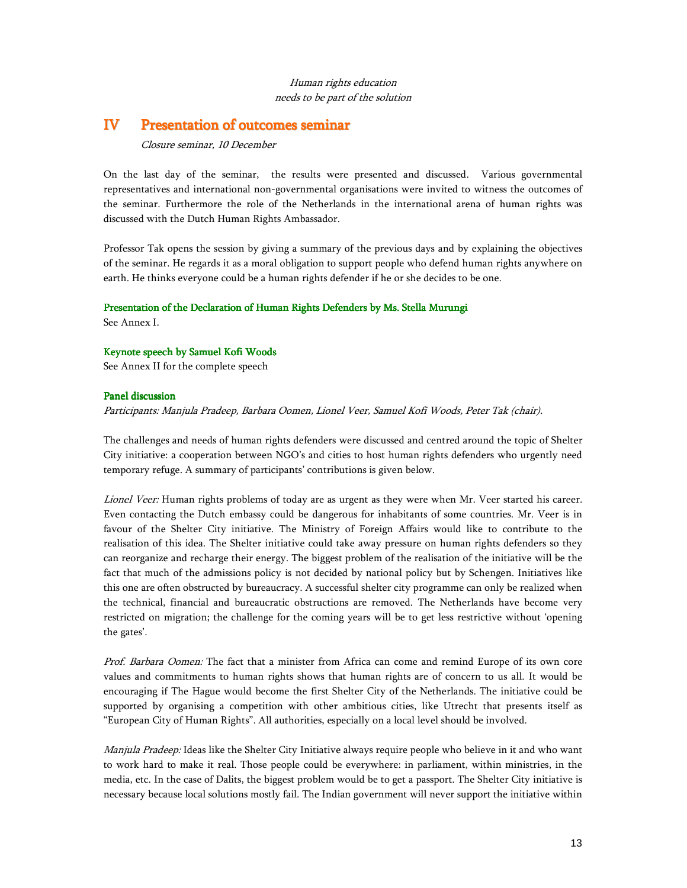*Human rights education*
*needs to be part of the solution*

## IV Presentation of outcomes seminar

*Closure seminar, 10 December*

On the last day of the seminar, the results were presented and discussed. Various governmental representatives and international non-governmental organisations were invited to witness the outcomes of the seminar. Furthermore the role of the Netherlands in the international arena of human rights was discussed with the Dutch Human Rights Ambassador.

Professor Tak opens the session by giving a summary of the previous days and by explaining the objectives of the seminar. He regards it as a moral obligation to support people who defend human rights anywhere on earth. He thinks everyone could be a human rights defender if he or she decides to be one.

**Presentation of the Declaration of Human Rights Defenders by Ms. Stella Murungi**
See Annex I.

**Keynote speech by Samuel Kofi Woods**
See Annex II for the complete speech

**Panel discussion**
*Participants: Manjula Pradeep, Barbara Oomen, Lionel Veer, Samuel Kofi Woods, Peter Tak (chair).*

The challenges and needs of human rights defenders were discussed and centred around the topic of Shelter City initiative: a cooperation between NGO's and cities to host human rights defenders who urgently need temporary refuge. A summary of participants' contributions is given below.

*Lionel Veer:* Human rights problems of today are as urgent as they were when Mr. Veer started his career. Even contacting the Dutch embassy could be dangerous for inhabitants of some countries. Mr. Veer is in favour of the Shelter City initiative. The Ministry of Foreign Affairs would like to contribute to the realisation of this idea. The Shelter initiative could take away pressure on human rights defenders so they can reorganize and recharge their energy. The biggest problem of the realisation of the initiative will be the fact that much of the admissions policy is not decided by national policy but by Schengen. Initiatives like this one are often obstructed by bureaucracy. A successful shelter city programme can only be realized when the technical, financial and bureaucratic obstructions are removed. The Netherlands have become very restricted on migration; the challenge for the coming years will be to get less restrictive without 'opening the gates'.

*Prof. Barbara Oomen:* The fact that a minister from Africa can come and remind Europe of its own core values and commitments to human rights shows that human rights are of concern to us all. It would be encouraging if The Hague would become the first Shelter City of the Netherlands. The initiative could be supported by organising a competition with other ambitious cities, like Utrecht that presents itself as "European City of Human Rights". All authorities, especially on a local level should be involved.

*Manjula Pradeep:* Ideas like the Shelter City Initiative always require people who believe in it and who want to work hard to make it real. Those people could be everywhere: in parliament, within ministries, in the media, etc. In the case of Dalits, the biggest problem would be to get a passport. The Shelter City initiative is necessary because local solutions mostly fail. The Indian government will never support the initiative within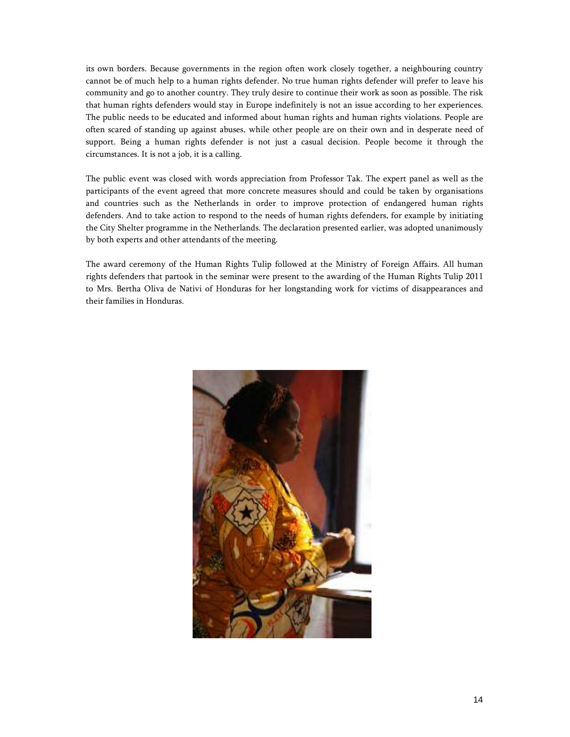its own borders. Because governments in the region often work closely together, a neighbouring country cannot be of much help to a human rights defender. No true human rights defender will prefer to leave his community and go to another country. They truly desire to continue their work as soon as possible. The risk that human rights defenders would stay in Europe indefinitely is not an issue according to her experiences. The public needs to be educated and informed about human rights and human rights violations. People are often scared of standing up against abuses, while other people are on their own and in desperate need of support. Being a human rights defender is not just a casual decision. People become it through the circumstances. It is not a job, it is a calling.

The public event was closed with words appreciation from Professor Tak. The expert panel as well as the participants of the event agreed that more concrete measures should and could be taken by organisations and countries such as the Netherlands in order to improve protection of endangered human rights defenders. And to take action to respond to the needs of human rights defenders, for example by initiating the City Shelter programme in the Netherlands. The declaration presented earlier, was adopted unanimously by both experts and other attendants of the meeting.

The award ceremony of the Human Rights Tulip followed at the Ministry of Foreign Affairs. All human rights defenders that partook in the seminar were present to the awarding of the Human Rights Tulip 2011 to Mrs. Bertha Oliva de Nativi of Honduras for her longstanding work for victims of disappearances and their families in Honduras.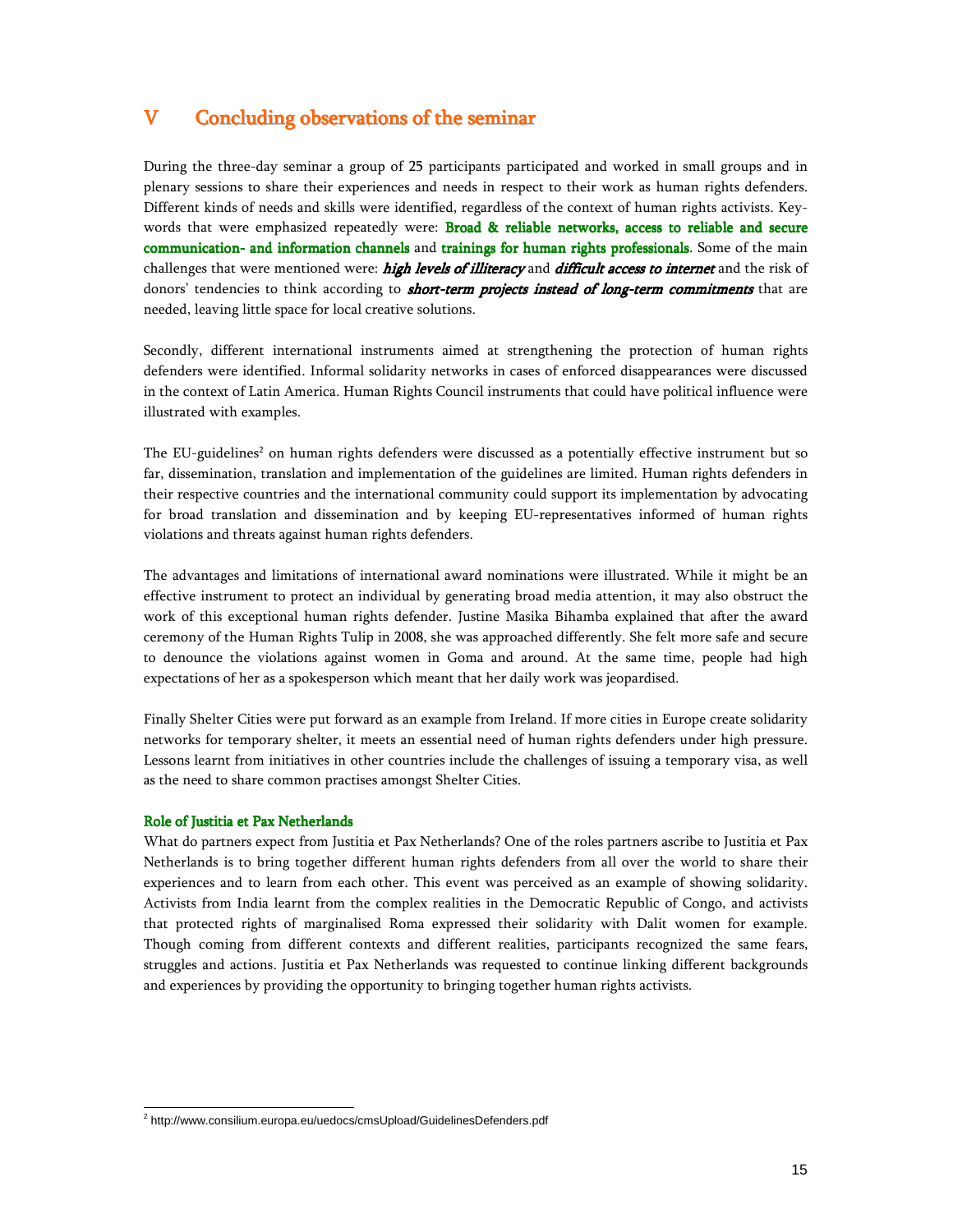# V Concluding observations of the seminar

During the three-day seminar a group of 25 participants participated and worked in small groups and in plenary sessions to share their experiences and needs in respect to their work as human rights defenders. Different kinds of needs and skills were identified, regardless of the context of human rights activists. Key-words that were emphasized repeatedly were: **Broad & reliable networks, access to reliable and secure communication- and information channels** and **trainings for human rights professionals**. Some of the main challenges that were mentioned were: ***high levels of illiteracy*** and ***difficult access to internet*** and the risk of donors' tendencies to think according to ***short-term projects instead of long-term commitments*** that are needed, leaving little space for local creative solutions.

Secondly, different international instruments aimed at strengthening the protection of human rights defenders were identified. Informal solidarity networks in cases of enforced disappearances were discussed in the context of Latin America. Human Rights Council instruments that could have political influence were illustrated with examples.

The EU-guidelines[2] on human rights defenders were discussed as a potentially effective instrument but so far, dissemination, translation and implementation of the guidelines are limited. Human rights defenders in their respective countries and the international community could support its implementation by advocating for broad translation and dissemination and by keeping EU-representatives informed of human rights violations and threats against human rights defenders.

The advantages and limitations of international award nominations were illustrated. While it might be an effective instrument to protect an individual by generating broad media attention, it may also obstruct the work of this exceptional human rights defender. Justine Masika Bihamba explained that after the award ceremony of the Human Rights Tulip in 2008, she was approached differently. She felt more safe and secure to denounce the violations against women in Goma and around. At the same time, people had high expectations of her as a spokesperson which meant that her daily work was jeopardised.

Finally Shelter Cities were put forward as an example from Ireland. If more cities in Europe create solidarity networks for temporary shelter, it meets an essential need of human rights defenders under high pressure. Lessons learnt from initiatives in other countries include the challenges of issuing a temporary visa, as well as the need to share common practises amongst Shelter Cities.

### Role of Justitia et Pax Netherlands

What do partners expect from Justitia et Pax Netherlands? One of the roles partners ascribe to Justitia et Pax Netherlands is to bring together different human rights defenders from all over the world to share their experiences and to learn from each other. This event was perceived as an example of showing solidarity. Activists from India learnt from the complex realities in the Democratic Republic of Congo, and activists that protected rights of marginalised Roma expressed their solidarity with Dalit women for example. Though coming from different contexts and different realities, participants recognized the same fears, struggles and actions. Justitia et Pax Netherlands was requested to continue linking different backgrounds and experiences by providing the opportunity to bringing together human rights activists.

---

[2] http://www.consilium.europa.eu/uedocs/cmsUpload/GuidelinesDefenders.pdf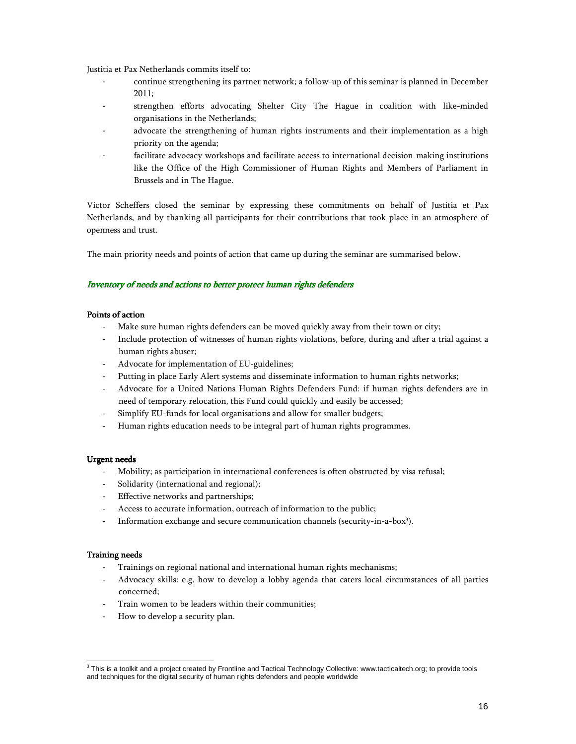Justitia et Pax Netherlands commits itself to:

- continue strengthening its partner network; a follow-up of this seminar is planned in December 2011;
- strengthen efforts advocating Shelter City The Hague in coalition with like-minded organisations in the Netherlands;
- advocate the strengthening of human rights instruments and their implementation as a high priority on the agenda;
- facilitate advocacy workshops and facilitate access to international decision-making institutions like the Office of the High Commissioner of Human Rights and Members of Parliament in Brussels and in The Hague.

Victor Scheffers closed the seminar by expressing these commitments on behalf of Justitia et Pax Netherlands, and by thanking all participants for their contributions that took place in an atmosphere of openness and trust.

The main priority needs and points of action that came up during the seminar are summarised below.

## *Inventory of needs and actions to better protect human rights defenders*

### Points of action

- Make sure human rights defenders can be moved quickly away from their town or city;
- Include protection of witnesses of human rights violations, before, during and after a trial against a human rights abuser;
- Advocate for implementation of EU-guidelines;
- Putting in place Early Alert systems and disseminate information to human rights networks;
- Advocate for a United Nations Human Rights Defenders Fund: if human rights defenders are in need of temporary relocation, this Fund could quickly and easily be accessed;
- Simplify EU-funds for local organisations and allow for smaller budgets;
- Human rights education needs to be integral part of human rights programmes.

### Urgent needs

- Mobility; as participation in international conferences is often obstructed by visa refusal;
- Solidarity (international and regional);
- Effective networks and partnerships;
- Access to accurate information, outreach of information to the public;
- Information exchange and secure communication channels (security-in-a-box[3]).

### Training needs

- Trainings on regional national and international human rights mechanisms;
- Advocacy skills: e.g. how to develop a lobby agenda that caters local circumstances of all parties concerned;
- Train women to be leaders within their communities;
- How to develop a security plan.

---

[3] This is a toolkit and a project created by Frontline and Tactical Technology Collective: www.tacticaltech.org; to provide tools and techniques for the digital security of human rights defenders and people worldwide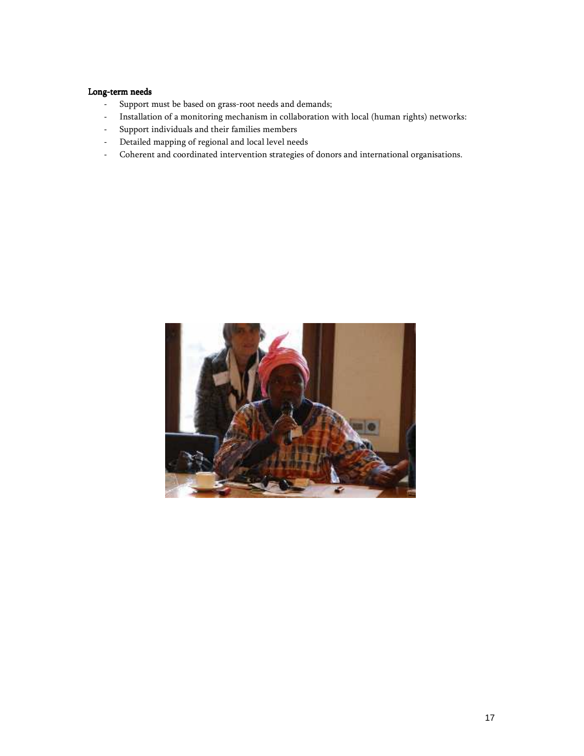**Long-term needs**

- Support must be based on grass-root needs and demands;
- Installation of a monitoring mechanism in collaboration with local (human rights) networks:
- Support individuals and their families members
- Detailed mapping of regional and local level needs
- Coherent and coordinated intervention strategies of donors and international organisations.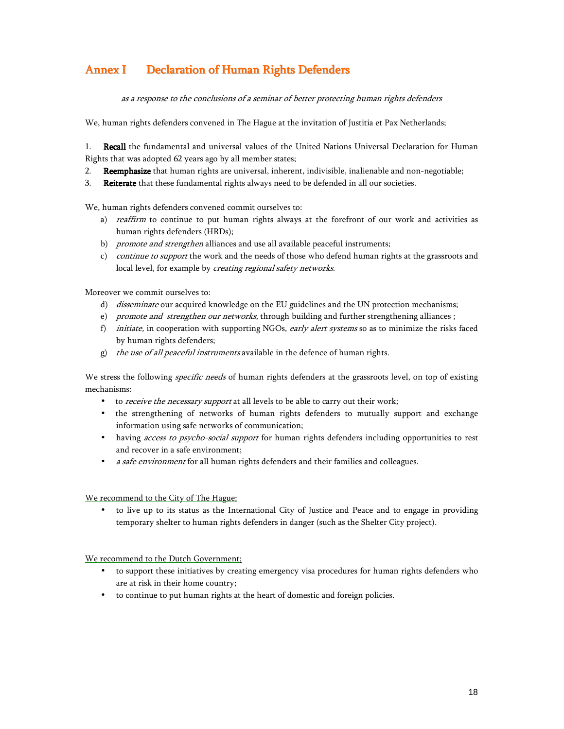# Annex I Declaration of Human Rights Defenders

*as a response to the conclusions of a seminar of better protecting human rights defenders*

We, human rights defenders convened in The Hague at the invitation of Justitia et Pax Netherlands;

1. **Recall** the fundamental and universal values of the United Nations Universal Declaration for Human Rights that was adopted 62 years ago by all member states;
2. **Reemphasize** that human rights are universal, inherent, indivisible, inalienable and non-negotiable;
3. **Reiterate** that these fundamental rights always need to be defended in all our societies.

We, human rights defenders convened commit ourselves to:

a) *reaffirm* to continue to put human rights always at the forefront of our work and activities as human rights defenders (HRDs);
b) *promote and strengthen* alliances and use all available peaceful instruments;
c) *continue to support* the work and the needs of those who defend human rights at the grassroots and local level, for example by *creating regional safety networks*.

Moreover we commit ourselves to:

d) *disseminate* our acquired knowledge on the EU guidelines and the UN protection mechanisms;
e) *promote and strengthen our networks*, through building and further strengthening alliances ;
f) *initiate,* in cooperation with supporting NGOs, *early alert systems* so as to minimize the risks faced by human rights defenders;
g) *the use of all peaceful instruments* available in the defence of human rights.

We stress the following *specific needs* of human rights defenders at the grassroots level, on top of existing mechanisms:

- to *receive the necessary support* at all levels to be able to carry out their work;
- the strengthening of networks of human rights defenders to mutually support and exchange information using safe networks of communication;
- having *access to psycho-social support* for human rights defenders including opportunities to rest and recover in a safe environment;
- *a safe environment* for all human rights defenders and their families and colleagues.

<u>We recommend to the City of The Hague:</u>

- to live up to its status as the International City of Justice and Peace and to engage in providing temporary shelter to human rights defenders in danger (such as the Shelter City project).

<u>We recommend to the Dutch Government:</u>

- to support these initiatives by creating emergency visa procedures for human rights defenders who are at risk in their home country;
- to continue to put human rights at the heart of domestic and foreign policies.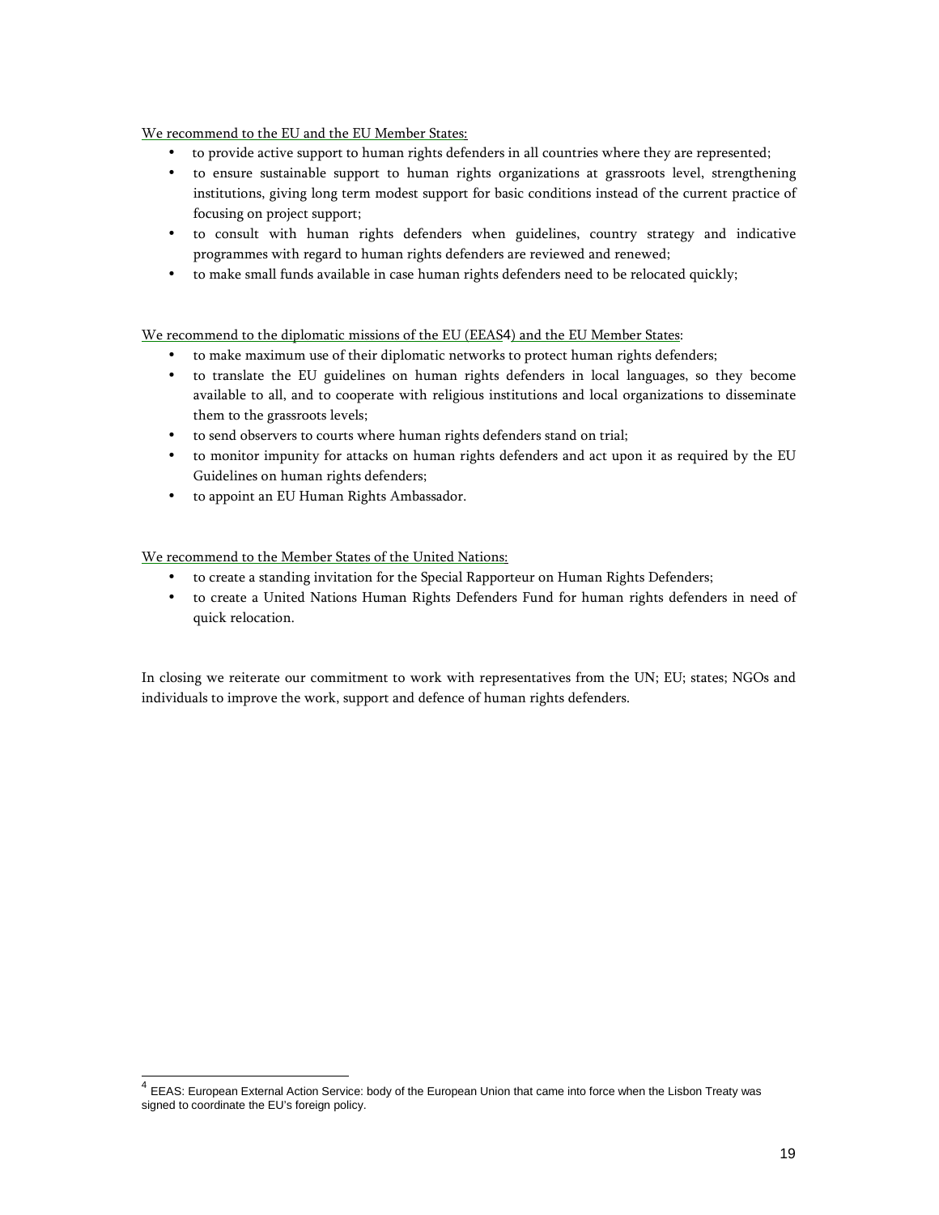We recommend to the EU and the EU Member States:

- to provide active support to human rights defenders in all countries where they are represented;
- to ensure sustainable support to human rights organizations at grassroots level, strengthening institutions, giving long term modest support for basic conditions instead of the current practice of focusing on project support;
- to consult with human rights defenders when guidelines, country strategy and indicative programmes with regard to human rights defenders are reviewed and renewed;
- to make small funds available in case human rights defenders need to be relocated quickly;

We recommend to the diplomatic missions of the EU (EEAS[4]) and the EU Member States:

- to make maximum use of their diplomatic networks to protect human rights defenders;
- to translate the EU guidelines on human rights defenders in local languages, so they become available to all, and to cooperate with religious institutions and local organizations to disseminate them to the grassroots levels;
- to send observers to courts where human rights defenders stand on trial;
- to monitor impunity for attacks on human rights defenders and act upon it as required by the EU Guidelines on human rights defenders;
- to appoint an EU Human Rights Ambassador.

We recommend to the Member States of the United Nations:

- to create a standing invitation for the Special Rapporteur on Human Rights Defenders;
- to create a United Nations Human Rights Defenders Fund for human rights defenders in need of quick relocation.

In closing we reiterate our commitment to work with representatives from the UN; EU; states; NGOs and individuals to improve the work, support and defence of human rights defenders.

---

[4] EEAS: European External Action Service: body of the European Union that came into force when the Lisbon Treaty was signed to coordinate the EU's foreign policy.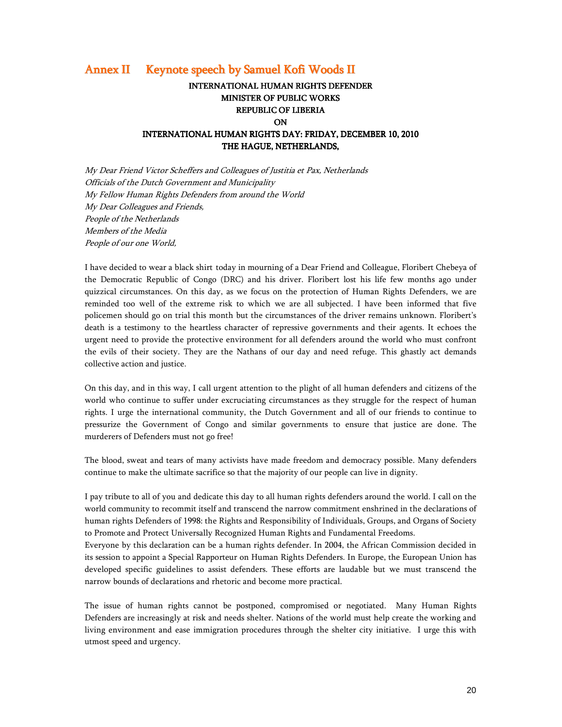# Annex II Keynote speech by Samuel Kofi Woods II

**INTERNATIONAL HUMAN RIGHTS DEFENDER**
**MINISTER OF PUBLIC WORKS**
**REPUBLIC OF LIBERIA**
**ON**
**INTERNATIONAL HUMAN RIGHTS DAY: FRIDAY, DECEMBER 10, 2010**
**THE HAGUE, NETHERLANDS,**

*My Dear Friend Victor Scheffers and Colleagues of Justitia et Pax, Netherlands*
*Officials of the Dutch Government and Municipality*
*My Fellow Human Rights Defenders from around the World*
*My Dear Colleagues and Friends,*
*People of the Netherlands*
*Members of the Media*
*People of our one World,*

I have decided to wear a black shirt today in mourning of a Dear Friend and Colleague, Floribert Chebeya of the Democratic Republic of Congo (DRC) and his driver. Floribert lost his life few months ago under quizzical circumstances. On this day, as we focus on the protection of Human Rights Defenders, we are reminded too well of the extreme risk to which we are all subjected. I have been informed that five policemen should go on trial this month but the circumstances of the driver remains unknown. Floribert's death is a testimony to the heartless character of repressive governments and their agents. It echoes the urgent need to provide the protective environment for all defenders around the world who must confront the evils of their society. They are the Nathans of our day and need refuge. This ghastly act demands collective action and justice.

On this day, and in this way, I call urgent attention to the plight of all human defenders and citizens of the world who continue to suffer under excruciating circumstances as they struggle for the respect of human rights. I urge the international community, the Dutch Government and all of our friends to continue to pressurize the Government of Congo and similar governments to ensure that justice are done. The murderers of Defenders must not go free!

The blood, sweat and tears of many activists have made freedom and democracy possible. Many defenders continue to make the ultimate sacrifice so that the majority of our people can live in dignity.

I pay tribute to all of you and dedicate this day to all human rights defenders around the world. I call on the world community to recommit itself and transcend the narrow commitment enshrined in the declarations of human rights Defenders of 1998: the Rights and Responsibility of Individuals, Groups, and Organs of Society to Promote and Protect Universally Recognized Human Rights and Fundamental Freedoms.
Everyone by this declaration can be a human rights defender. In 2004, the African Commission decided in its session to appoint a Special Rapporteur on Human Rights Defenders. In Europe, the European Union has developed specific guidelines to assist defenders. These efforts are laudable but we must transcend the narrow bounds of declarations and rhetoric and become more practical.

The issue of human rights cannot be postponed, compromised or negotiated. Many Human Rights Defenders are increasingly at risk and needs shelter. Nations of the world must help create the working and living environment and ease immigration procedures through the shelter city initiative. I urge this with utmost speed and urgency.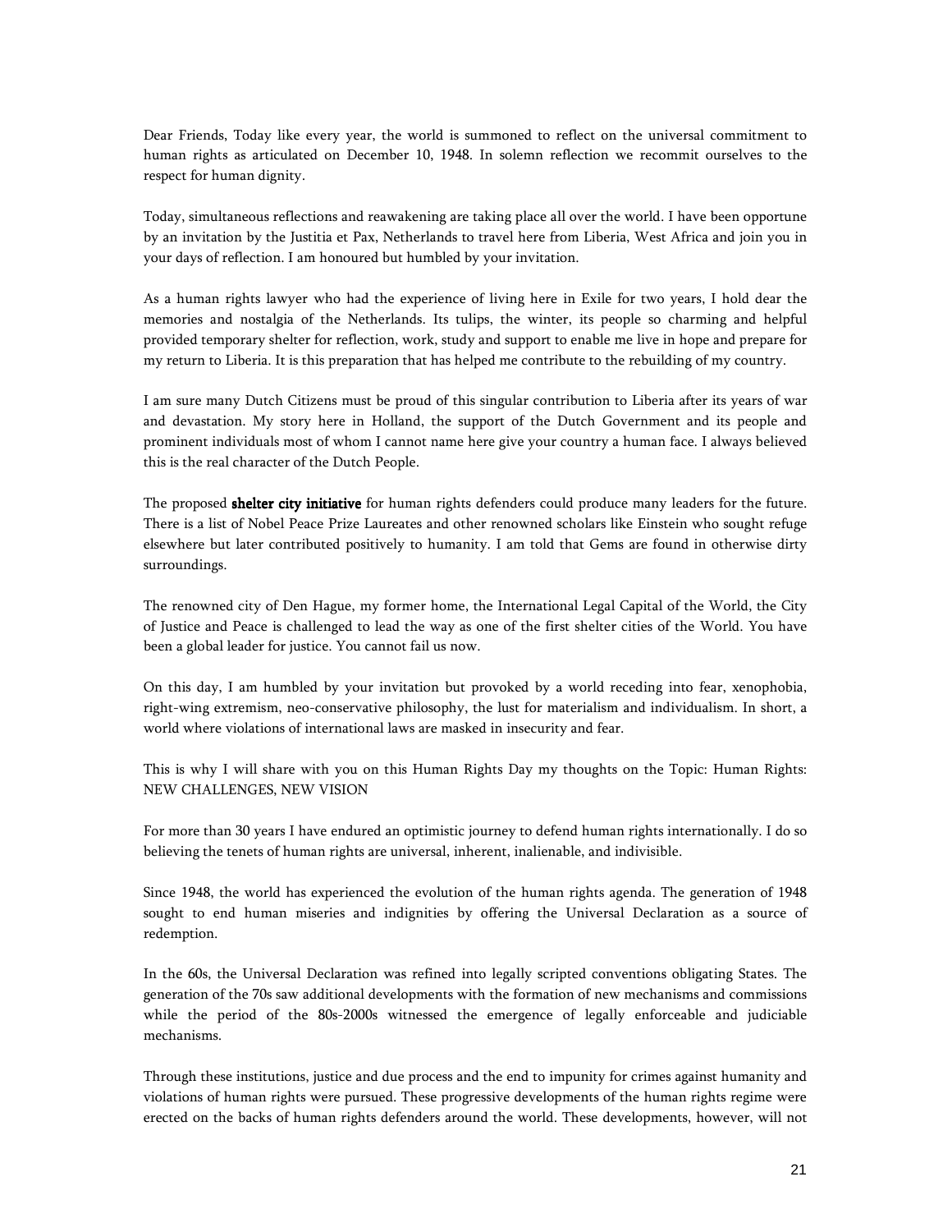Dear Friends, Today like every year, the world is summoned to reflect on the universal commitment to human rights as articulated on December 10, 1948. In solemn reflection we recommit ourselves to the respect for human dignity.

Today, simultaneous reflections and reawakening are taking place all over the world. I have been opportune by an invitation by the Justitia et Pax, Netherlands to travel here from Liberia, West Africa and join you in your days of reflection. I am honoured but humbled by your invitation.

As a human rights lawyer who had the experience of living here in Exile for two years, I hold dear the memories and nostalgia of the Netherlands. Its tulips, the winter, its people so charming and helpful provided temporary shelter for reflection, work, study and support to enable me live in hope and prepare for my return to Liberia. It is this preparation that has helped me contribute to the rebuilding of my country.

I am sure many Dutch Citizens must be proud of this singular contribution to Liberia after its years of war and devastation. My story here in Holland, the support of the Dutch Government and its people and prominent individuals most of whom I cannot name here give your country a human face. I always believed this is the real character of the Dutch People.

The proposed **shelter city initiative** for human rights defenders could produce many leaders for the future. There is a list of Nobel Peace Prize Laureates and other renowned scholars like Einstein who sought refuge elsewhere but later contributed positively to humanity. I am told that Gems are found in otherwise dirty surroundings.

The renowned city of Den Hague, my former home, the International Legal Capital of the World, the City of Justice and Peace is challenged to lead the way as one of the first shelter cities of the World. You have been a global leader for justice. You cannot fail us now.

On this day, I am humbled by your invitation but provoked by a world receding into fear, xenophobia, right-wing extremism, neo-conservative philosophy, the lust for materialism and individualism. In short, a world where violations of international laws are masked in insecurity and fear.

This is why I will share with you on this Human Rights Day my thoughts on the Topic: Human Rights: NEW CHALLENGES, NEW VISION

For more than 30 years I have endured an optimistic journey to defend human rights internationally. I do so believing the tenets of human rights are universal, inherent, inalienable, and indivisible.

Since 1948, the world has experienced the evolution of the human rights agenda. The generation of 1948 sought to end human miseries and indignities by offering the Universal Declaration as a source of redemption.

In the 60s, the Universal Declaration was refined into legally scripted conventions obligating States. The generation of the 70s saw additional developments with the formation of new mechanisms and commissions while the period of the 80s-2000s witnessed the emergence of legally enforceable and judiciable mechanisms.

Through these institutions, justice and due process and the end to impunity for crimes against humanity and violations of human rights were pursued. These progressive developments of the human rights regime were erected on the backs of human rights defenders around the world. These developments, however, will not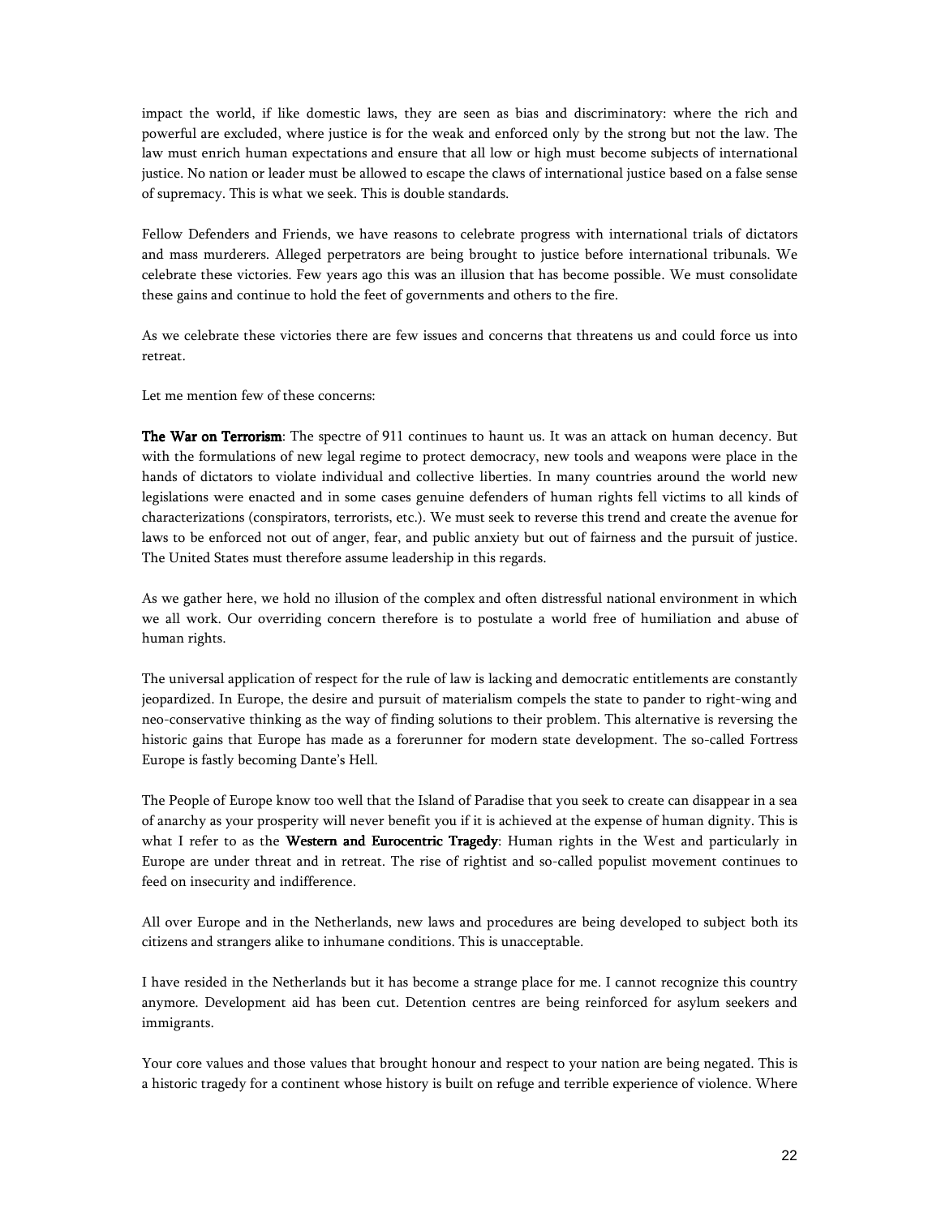impact the world, if like domestic laws, they are seen as bias and discriminatory: where the rich and powerful are excluded, where justice is for the weak and enforced only by the strong but not the law. The law must enrich human expectations and ensure that all low or high must become subjects of international justice. No nation or leader must be allowed to escape the claws of international justice based on a false sense of supremacy. This is what we seek. This is double standards.

Fellow Defenders and Friends, we have reasons to celebrate progress with international trials of dictators and mass murderers. Alleged perpetrators are being brought to justice before international tribunals. We celebrate these victories. Few years ago this was an illusion that has become possible. We must consolidate these gains and continue to hold the feet of governments and others to the fire.

As we celebrate these victories there are few issues and concerns that threatens us and could force us into retreat.

Let me mention few of these concerns:

**The War on Terrorism**: The spectre of 911 continues to haunt us. It was an attack on human decency. But with the formulations of new legal regime to protect democracy, new tools and weapons were place in the hands of dictators to violate individual and collective liberties. In many countries around the world new legislations were enacted and in some cases genuine defenders of human rights fell victims to all kinds of characterizations (conspirators, terrorists, etc.). We must seek to reverse this trend and create the avenue for laws to be enforced not out of anger, fear, and public anxiety but out of fairness and the pursuit of justice. The United States must therefore assume leadership in this regards.

As we gather here, we hold no illusion of the complex and often distressful national environment in which we all work. Our overriding concern therefore is to postulate a world free of humiliation and abuse of human rights.

The universal application of respect for the rule of law is lacking and democratic entitlements are constantly jeopardized. In Europe, the desire and pursuit of materialism compels the state to pander to right-wing and neo-conservative thinking as the way of finding solutions to their problem. This alternative is reversing the historic gains that Europe has made as a forerunner for modern state development. The so-called Fortress Europe is fastly becoming Dante's Hell.

The People of Europe know too well that the Island of Paradise that you seek to create can disappear in a sea of anarchy as your prosperity will never benefit you if it is achieved at the expense of human dignity. This is what I refer to as the **Western and Eurocentric Tragedy**: Human rights in the West and particularly in Europe are under threat and in retreat. The rise of rightist and so-called populist movement continues to feed on insecurity and indifference.

All over Europe and in the Netherlands, new laws and procedures are being developed to subject both its citizens and strangers alike to inhumane conditions. This is unacceptable.

I have resided in the Netherlands but it has become a strange place for me. I cannot recognize this country anymore. Development aid has been cut. Detention centres are being reinforced for asylum seekers and immigrants.

Your core values and those values that brought honour and respect to your nation are being negated. This is a historic tragedy for a continent whose history is built on refuge and terrible experience of violence. Where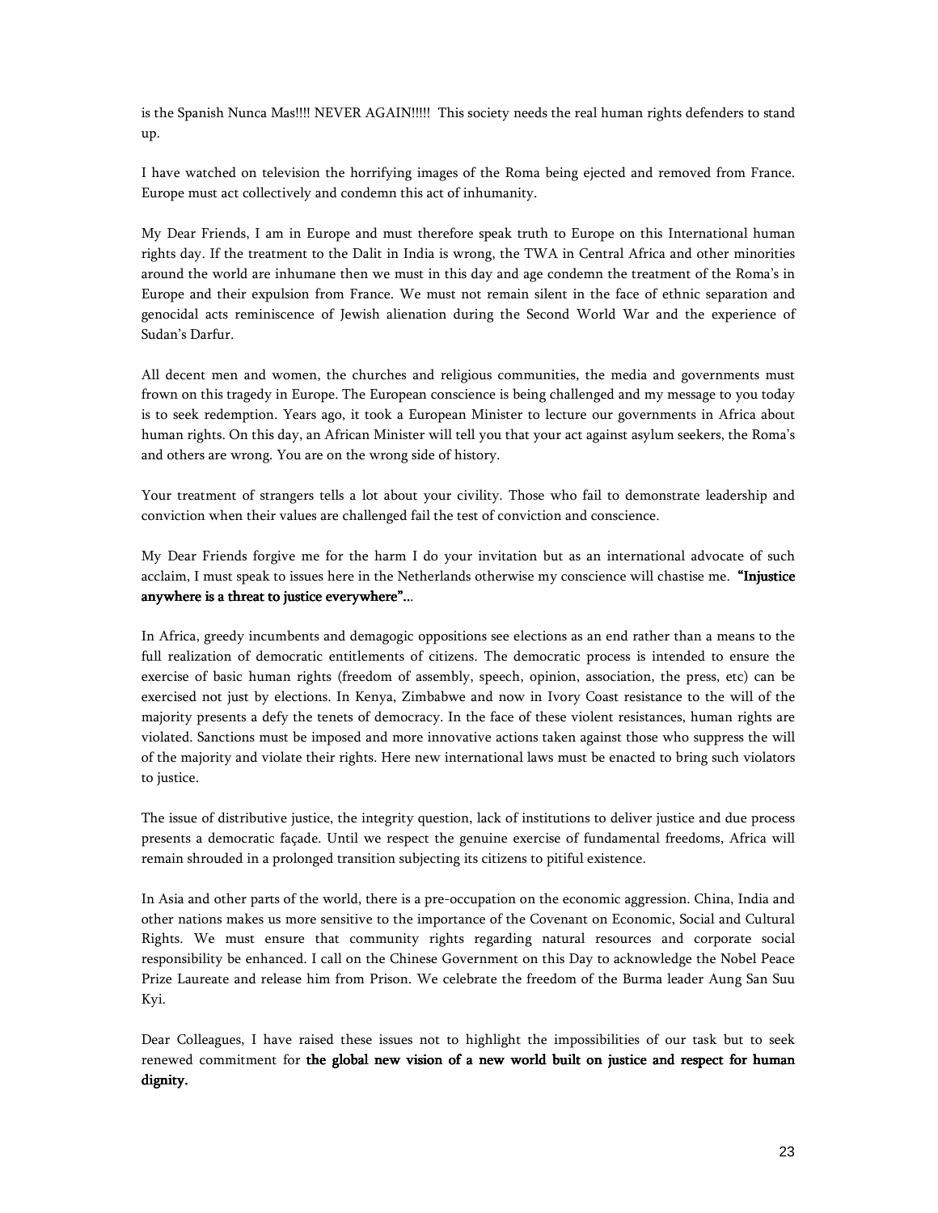is the Spanish Nunca Mas!!!! NEVER AGAIN!!!!! This society needs the real human rights defenders to stand up.

I have watched on television the horrifying images of the Roma being ejected and removed from France. Europe must act collectively and condemn this act of inhumanity.

My Dear Friends, I am in Europe and must therefore speak truth to Europe on this International human rights day. If the treatment to the Dalit in India is wrong, the TWA in Central Africa and other minorities around the world are inhumane then we must in this day and age condemn the treatment of the Roma's in Europe and their expulsion from France. We must not remain silent in the face of ethnic separation and genocidal acts reminiscence of Jewish alienation during the Second World War and the experience of Sudan's Darfur.

All decent men and women, the churches and religious communities, the media and governments must frown on this tragedy in Europe. The European conscience is being challenged and my message to you today is to seek redemption. Years ago, it took a European Minister to lecture our governments in Africa about human rights. On this day, an African Minister will tell you that your act against asylum seekers, the Roma's and others are wrong. You are on the wrong side of history.

Your treatment of strangers tells a lot about your civility. Those who fail to demonstrate leadership and conviction when their values are challenged fail the test of conviction and conscience.

My Dear Friends forgive me for the harm I do your invitation but as an international advocate of such acclaim, I must speak to issues here in the Netherlands otherwise my conscience will chastise me. **"Injustice anywhere is a threat to justice everywhere".**..

In Africa, greedy incumbents and demagogic oppositions see elections as an end rather than a means to the full realization of democratic entitlements of citizens. The democratic process is intended to ensure the exercise of basic human rights (freedom of assembly, speech, opinion, association, the press, etc) can be exercised not just by elections. In Kenya, Zimbabwe and now in Ivory Coast resistance to the will of the majority presents a defy the tenets of democracy. In the face of these violent resistances, human rights are violated. Sanctions must be imposed and more innovative actions taken against those who suppress the will of the majority and violate their rights. Here new international laws must be enacted to bring such violators to justice.

The issue of distributive justice, the integrity question, lack of institutions to deliver justice and due process presents a democratic façade. Until we respect the genuine exercise of fundamental freedoms, Africa will remain shrouded in a prolonged transition subjecting its citizens to pitiful existence.

In Asia and other parts of the world, there is a pre-occupation on the economic aggression. China, India and other nations makes us more sensitive to the importance of the Covenant on Economic, Social and Cultural Rights. We must ensure that community rights regarding natural resources and corporate social responsibility be enhanced. I call on the Chinese Government on this Day to acknowledge the Nobel Peace Prize Laureate and release him from Prison. We celebrate the freedom of the Burma leader Aung San Suu Kyi.

Dear Colleagues, I have raised these issues not to highlight the impossibilities of our task but to seek renewed commitment for **the global new vision of a new world built on justice and respect for human dignity.**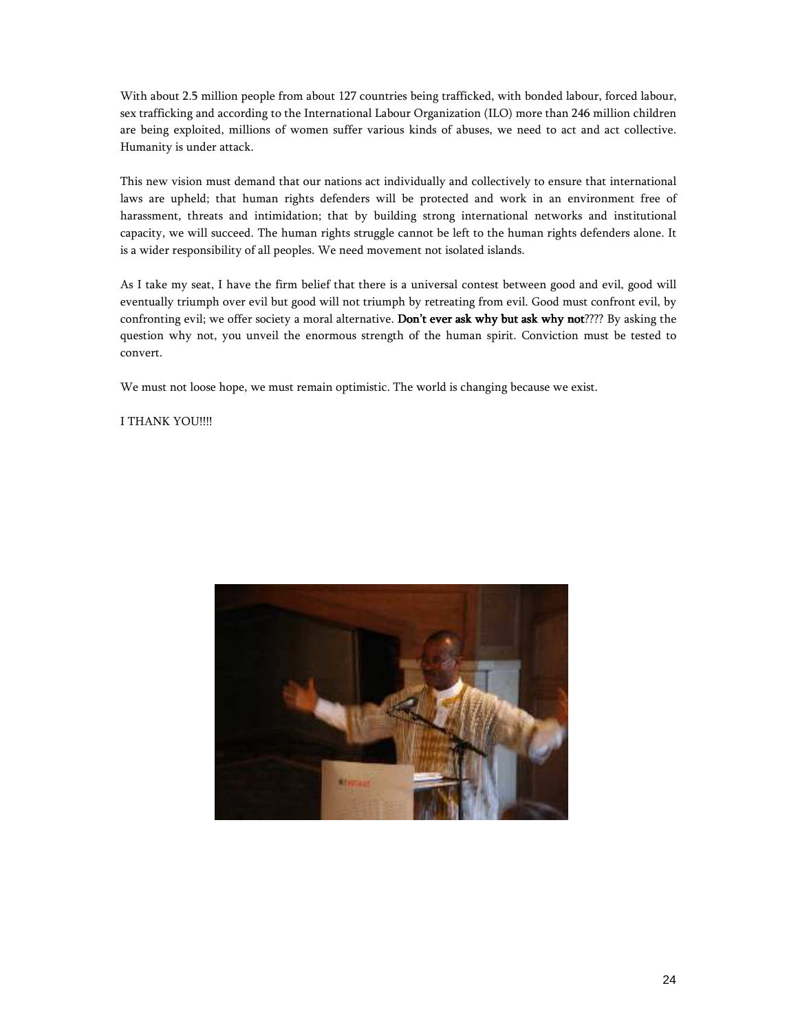With about 2.5 million people from about 127 countries being trafficked, with bonded labour, forced labour, sex trafficking and according to the International Labour Organization (ILO) more than 246 million children are being exploited, millions of women suffer various kinds of abuses, we need to act and act collective. Humanity is under attack.

This new vision must demand that our nations act individually and collectively to ensure that international laws are upheld; that human rights defenders will be protected and work in an environment free of harassment, threats and intimidation; that by building strong international networks and institutional capacity, we will succeed. The human rights struggle cannot be left to the human rights defenders alone. It is a wider responsibility of all peoples. We need movement not isolated islands.

As I take my seat, I have the firm belief that there is a universal contest between good and evil, good will eventually triumph over evil but good will not triumph by retreating from evil. Good must confront evil, by confronting evil; we offer society a moral alternative. **Don't ever ask why but ask why not**???? By asking the question why not, you unveil the enormous strength of the human spirit. Conviction must be tested to convert.

We must not loose hope, we must remain optimistic. The world is changing because we exist.

I THANK YOU!!!!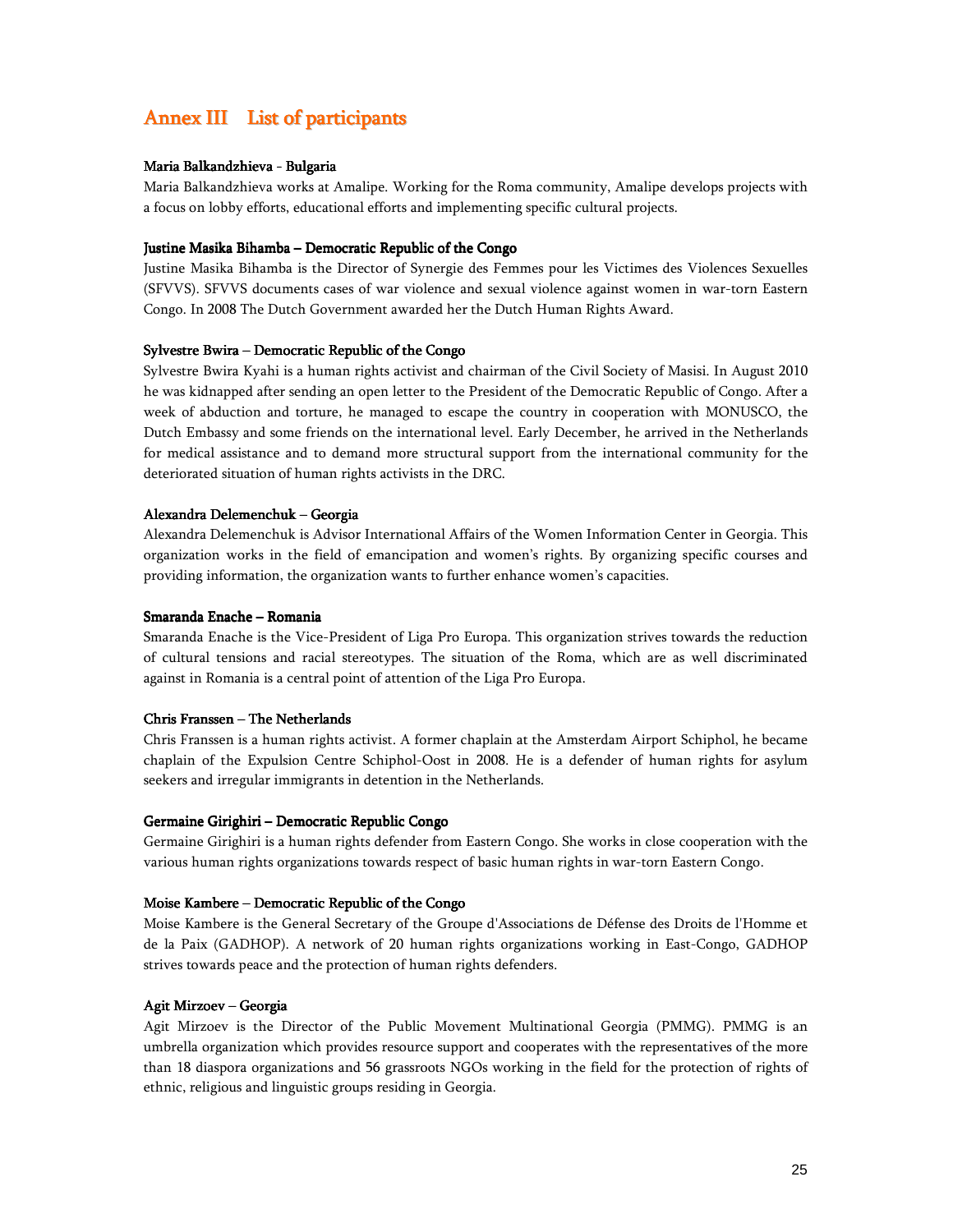# Annex III List of participants

**Maria Balkandzhieva - Bulgaria**

Maria Balkandzhieva works at Amalipe. Working for the Roma community, Amalipe develops projects with a focus on lobby efforts, educational efforts and implementing specific cultural projects.

**Justine Masika Bihamba – Democratic Republic of the Congo**

Justine Masika Bihamba is the Director of Synergie des Femmes pour les Victimes des Violences Sexuelles (SFVVS). SFVVS documents cases of war violence and sexual violence against women in war-torn Eastern Congo. In 2008 The Dutch Government awarded her the Dutch Human Rights Award.

**Sylvestre Bwira – Democratic Republic of the Congo**

Sylvestre Bwira Kyahi is a human rights activist and chairman of the Civil Society of Masisi. In August 2010 he was kidnapped after sending an open letter to the President of the Democratic Republic of Congo. After a week of abduction and torture, he managed to escape the country in cooperation with MONUSCO, the Dutch Embassy and some friends on the international level. Early December, he arrived in the Netherlands for medical assistance and to demand more structural support from the international community for the deteriorated situation of human rights activists in the DRC.

**Alexandra Delemenchuk – Georgia**

Alexandra Delemenchuk is Advisor International Affairs of the Women Information Center in Georgia. This organization works in the field of emancipation and women's rights. By organizing specific courses and providing information, the organization wants to further enhance women's capacities.

**Smaranda Enache – Romania**

Smaranda Enache is the Vice-President of Liga Pro Europa. This organization strives towards the reduction of cultural tensions and racial stereotypes. The situation of the Roma, which are as well discriminated against in Romania is a central point of attention of the Liga Pro Europa.

**Chris Franssen – The Netherlands**

Chris Franssen is a human rights activist. A former chaplain at the Amsterdam Airport Schiphol, he became chaplain of the Expulsion Centre Schiphol-Oost in 2008. He is a defender of human rights for asylum seekers and irregular immigrants in detention in the Netherlands.

**Germaine Girighiri – Democratic Republic Congo**

Germaine Girighiri is a human rights defender from Eastern Congo. She works in close cooperation with the various human rights organizations towards respect of basic human rights in war-torn Eastern Congo.

**Moise Kambere – Democratic Republic of the Congo**

Moise Kambere is the General Secretary of the Groupe d'Associations de Défense des Droits de l'Homme et de la Paix (GADHOP). A network of 20 human rights organizations working in East-Congo, GADHOP strives towards peace and the protection of human rights defenders.

**Agit Mirzoev – Georgia**

Agit Mirzoev is the Director of the Public Movement Multinational Georgia (PMMG). PMMG is an umbrella organization which provides resource support and cooperates with the representatives of the more than 18 diaspora organizations and 56 grassroots NGOs working in the field for the protection of rights of ethnic, religious and linguistic groups residing in Georgia.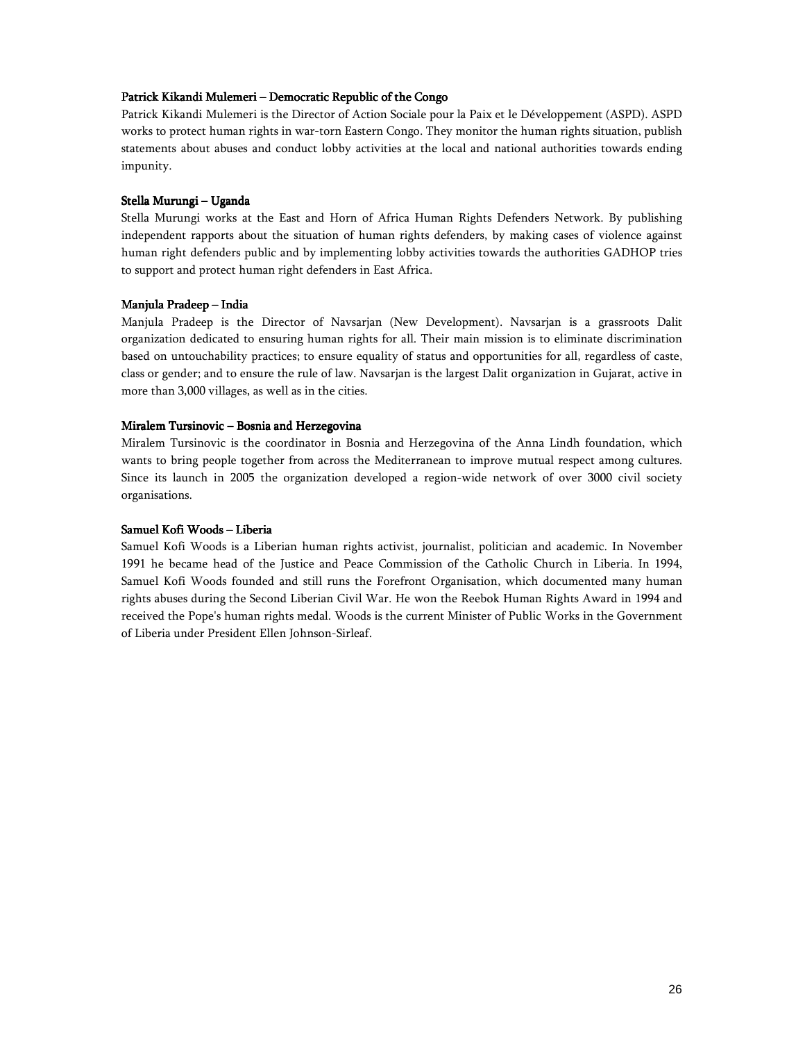**Patrick Kikandi Mulemeri – Democratic Republic of the Congo**

Patrick Kikandi Mulemeri is the Director of Action Sociale pour la Paix et le Développement (ASPD). ASPD works to protect human rights in war-torn Eastern Congo. They monitor the human rights situation, publish statements about abuses and conduct lobby activities at the local and national authorities towards ending impunity.

**Stella Murungi – Uganda**

Stella Murungi works at the East and Horn of Africa Human Rights Defenders Network. By publishing independent rapports about the situation of human rights defenders, by making cases of violence against human right defenders public and by implementing lobby activities towards the authorities GADHOP tries to support and protect human right defenders in East Africa.

**Manjula Pradeep – India**

Manjula Pradeep is the Director of Navsarjan (New Development). Navsarjan is a grassroots Dalit organization dedicated to ensuring human rights for all. Their main mission is to eliminate discrimination based on untouchability practices; to ensure equality of status and opportunities for all, regardless of caste, class or gender; and to ensure the rule of law. Navsarjan is the largest Dalit organization in Gujarat, active in more than 3,000 villages, as well as in the cities.

**Miralem Tursinovic – Bosnia and Herzegovina**

Miralem Tursinovic is the coordinator in Bosnia and Herzegovina of the Anna Lindh foundation, which wants to bring people together from across the Mediterranean to improve mutual respect among cultures. Since its launch in 2005 the organization developed a region-wide network of over 3000 civil society organisations.

**Samuel Kofi Woods – Liberia**

Samuel Kofi Woods is a Liberian human rights activist, journalist, politician and academic. In November 1991 he became head of the Justice and Peace Commission of the Catholic Church in Liberia. In 1994, Samuel Kofi Woods founded and still runs the Forefront Organisation, which documented many human rights abuses during the Second Liberian Civil War. He won the Reebok Human Rights Award in 1994 and received the Pope's human rights medal. Woods is the current Minister of Public Works in the Government of Liberia under President Ellen Johnson-Sirleaf.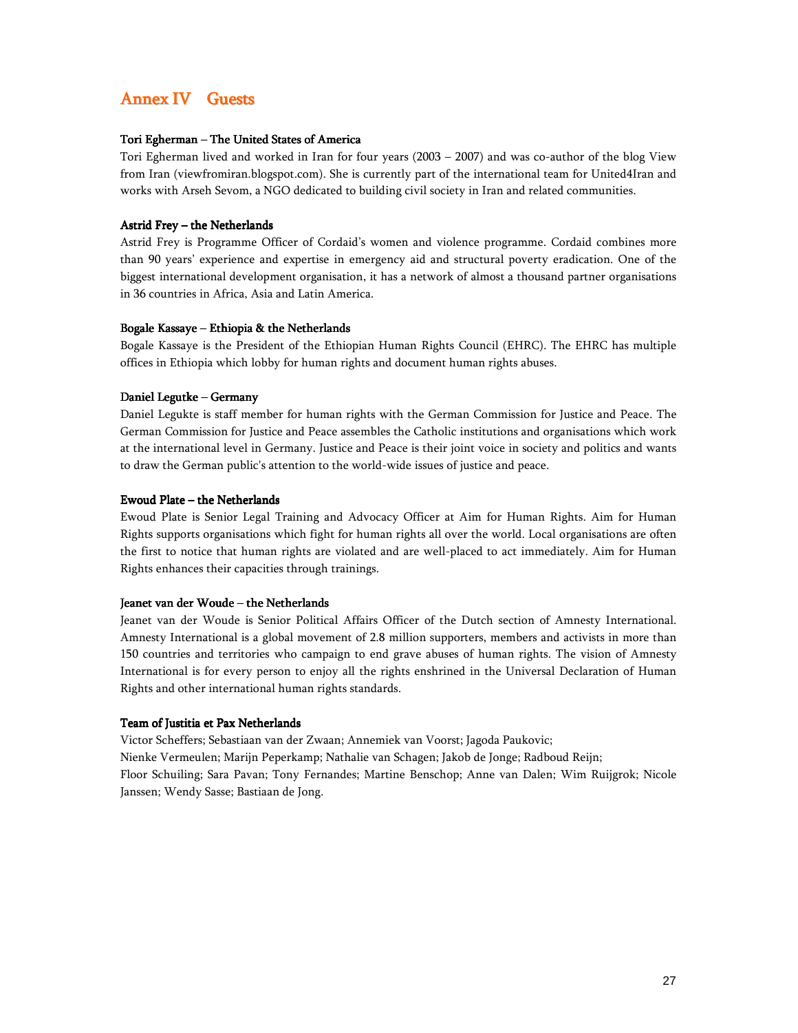# Annex IV Guests

**Tori Egherman – The United States of America**

Tori Egherman lived and worked in Iran for four years (2003 – 2007) and was co-author of the blog View from Iran (viewfromiran.blogspot.com). She is currently part of the international team for United4Iran and works with Arseh Sevom, a NGO dedicated to building civil society in Iran and related communities.

**Astrid Frey – the Netherlands**

Astrid Frey is Programme Officer of Cordaid's women and violence programme. Cordaid combines more than 90 years' experience and expertise in emergency aid and structural poverty eradication. One of the biggest international development organisation, it has a network of almost a thousand partner organisations in 36 countries in Africa, Asia and Latin America.

**Bogale Kassaye – Ethiopia & the Netherlands**

Bogale Kassaye is the President of the Ethiopian Human Rights Council (EHRC). The EHRC has multiple offices in Ethiopia which lobby for human rights and document human rights abuses.

**Daniel Legutke – Germany**

Daniel Legukte is staff member for human rights with the German Commission for Justice and Peace. The German Commission for Justice and Peace assembles the Catholic institutions and organisations which work at the international level in Germany. Justice and Peace is their joint voice in society and politics and wants to draw the German public's attention to the world-wide issues of justice and peace.

**Ewoud Plate – the Netherlands**

Ewoud Plate is Senior Legal Training and Advocacy Officer at Aim for Human Rights. Aim for Human Rights supports organisations which fight for human rights all over the world. Local organisations are often the first to notice that human rights are violated and are well-placed to act immediately. Aim for Human Rights enhances their capacities through trainings.

**Jeanet van der Woude – the Netherlands**

Jeanet van der Woude is Senior Political Affairs Officer of the Dutch section of Amnesty International. Amnesty International is a global movement of 2.8 million supporters, members and activists in more than 150 countries and territories who campaign to end grave abuses of human rights. The vision of Amnesty International is for every person to enjoy all the rights enshrined in the Universal Declaration of Human Rights and other international human rights standards.

**Team of Justitia et Pax Netherlands**

Victor Scheffers; Sebastiaan van der Zwaan; Annemiek van Voorst; Jagoda Paukovic;
Nienke Vermeulen; Marijn Peperkamp; Nathalie van Schagen; Jakob de Jonge; Radboud Reijn;
Floor Schuiling; Sara Pavan; Tony Fernandes; Martine Benschop; Anne van Dalen; Wim Ruijgrok; Nicole Janssen; Wendy Sasse; Bastiaan de Jong.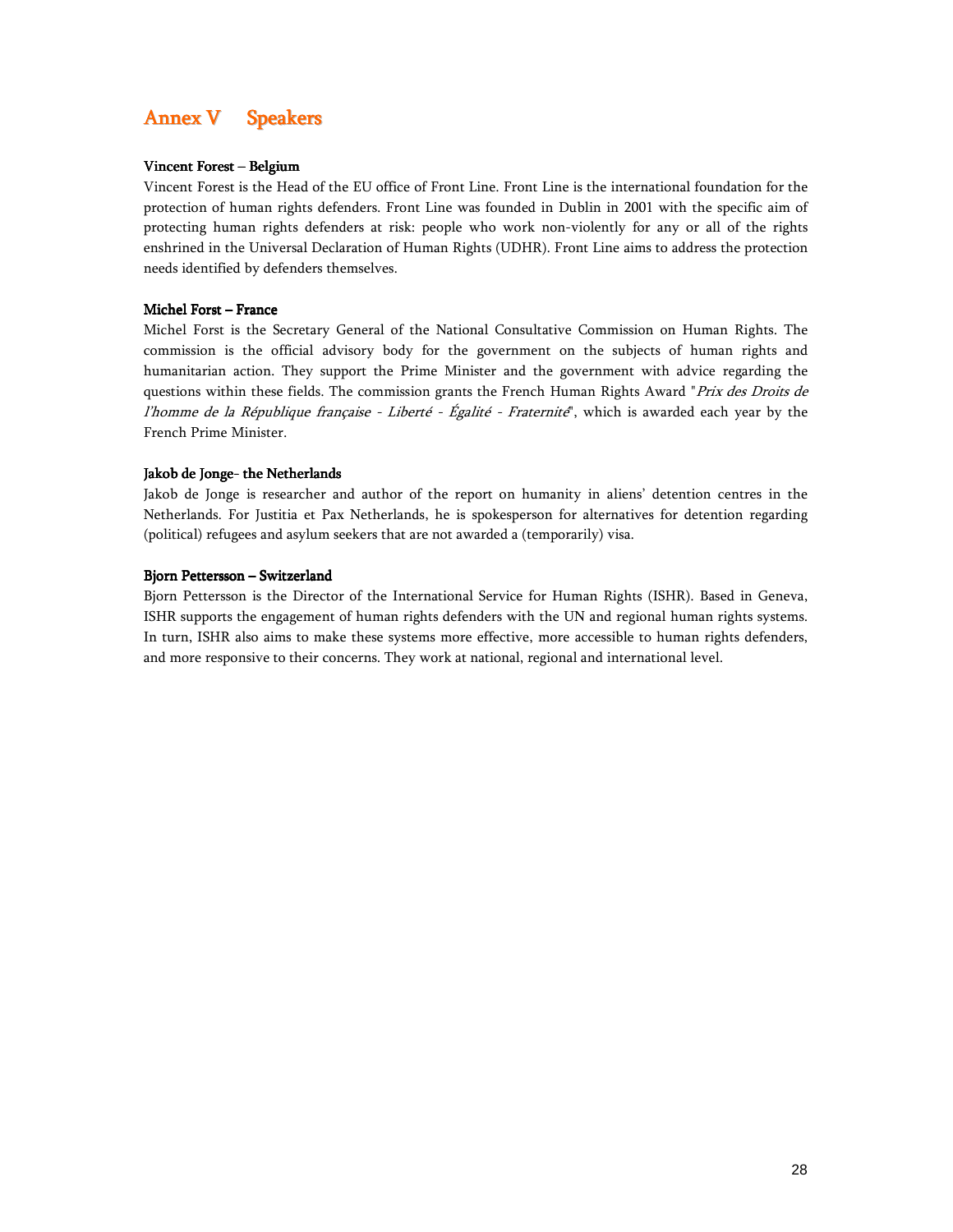# Annex V Speakers

**Vincent Forest – Belgium**

Vincent Forest is the Head of the EU office of Front Line. Front Line is the international foundation for the protection of human rights defenders. Front Line was founded in Dublin in 2001 with the specific aim of protecting human rights defenders at risk: people who work non-violently for any or all of the rights enshrined in the Universal Declaration of Human Rights (UDHR). Front Line aims to address the protection needs identified by defenders themselves.

**Michel Forst – France**

Michel Forst is the Secretary General of the National Consultative Commission on Human Rights. The commission is the official advisory body for the government on the subjects of human rights and humanitarian action. They support the Prime Minister and the government with advice regarding the questions within these fields. The commission grants the French Human Rights Award "*Prix des Droits de l'homme de la République française - Liberté - Égalité - Fraternité*", which is awarded each year by the French Prime Minister.

**Jakob de Jonge- the Netherlands**

Jakob de Jonge is researcher and author of the report on humanity in aliens' detention centres in the Netherlands. For Justitia et Pax Netherlands, he is spokesperson for alternatives for detention regarding (political) refugees and asylum seekers that are not awarded a (temporarily) visa.

**Bjorn Pettersson – Switzerland**

Bjorn Pettersson is the Director of the International Service for Human Rights (ISHR). Based in Geneva, ISHR supports the engagement of human rights defenders with the UN and regional human rights systems. In turn, ISHR also aims to make these systems more effective, more accessible to human rights defenders, and more responsive to their concerns. They work at national, regional and international level.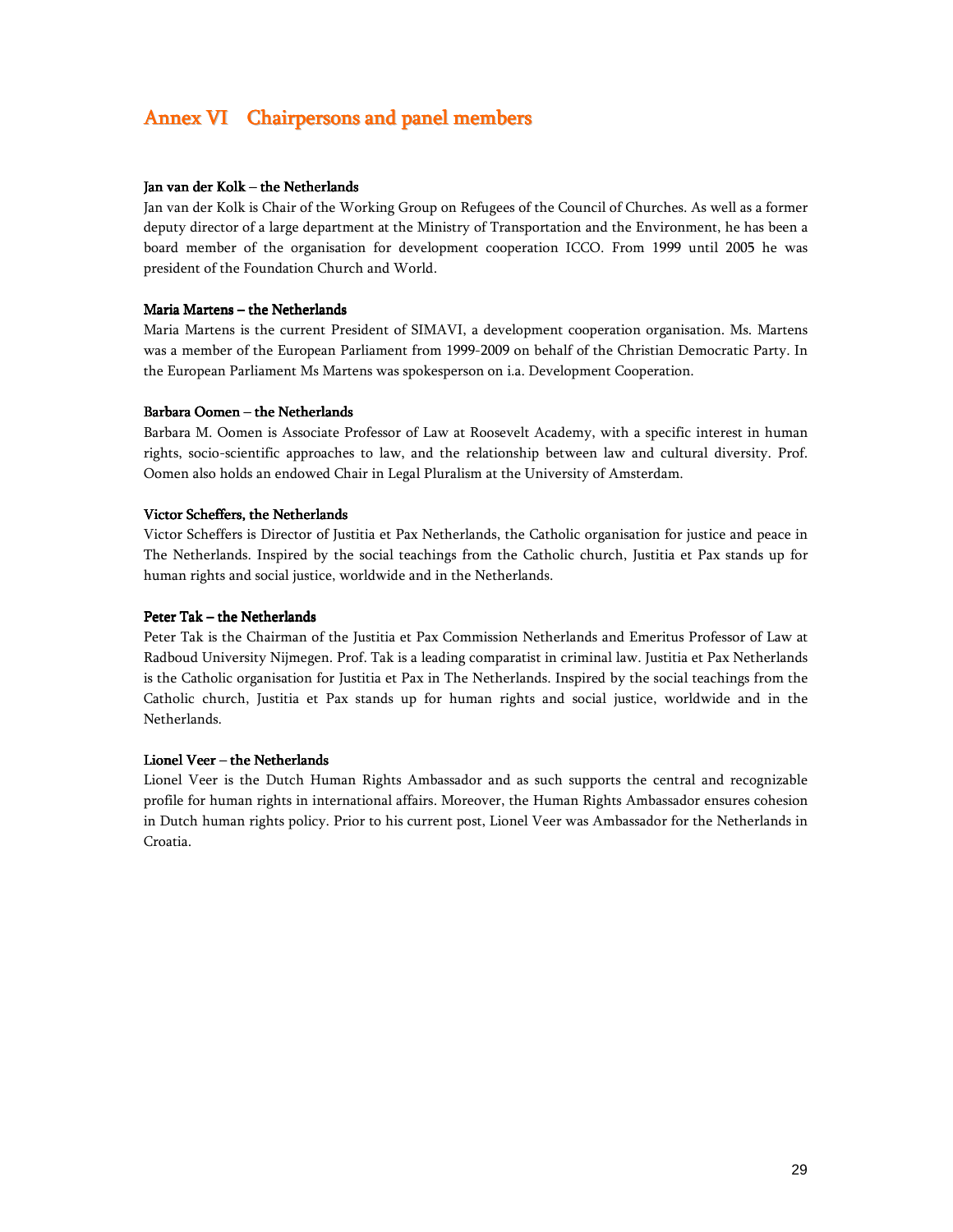# Annex VI Chairpersons and panel members

**Jan van der Kolk – the Netherlands**

Jan van der Kolk is Chair of the Working Group on Refugees of the Council of Churches. As well as a former deputy director of a large department at the Ministry of Transportation and the Environment, he has been a board member of the organisation for development cooperation ICCO. From 1999 until 2005 he was president of the Foundation Church and World.

**Maria Martens – the Netherlands**

Maria Martens is the current President of SIMAVI, a development cooperation organisation. Ms. Martens was a member of the European Parliament from 1999-2009 on behalf of the Christian Democratic Party. In the European Parliament Ms Martens was spokesperson on i.a. Development Cooperation.

**Barbara Oomen – the Netherlands**

Barbara M. Oomen is Associate Professor of Law at Roosevelt Academy, with a specific interest in human rights, socio-scientific approaches to law, and the relationship between law and cultural diversity. Prof. Oomen also holds an endowed Chair in Legal Pluralism at the University of Amsterdam.

**Victor Scheffers, the Netherlands**

Victor Scheffers is Director of Justitia et Pax Netherlands, the Catholic organisation for justice and peace in The Netherlands. Inspired by the social teachings from the Catholic church, Justitia et Pax stands up for human rights and social justice, worldwide and in the Netherlands.

**Peter Tak – the Netherlands**

Peter Tak is the Chairman of the Justitia et Pax Commission Netherlands and Emeritus Professor of Law at Radboud University Nijmegen. Prof. Tak is a leading comparatist in criminal law. Justitia et Pax Netherlands is the Catholic organisation for Justitia et Pax in The Netherlands. Inspired by the social teachings from the Catholic church, Justitia et Pax stands up for human rights and social justice, worldwide and in the Netherlands.

**Lionel Veer – the Netherlands**

Lionel Veer is the Dutch Human Rights Ambassador and as such supports the central and recognizable profile for human rights in international affairs. Moreover, the Human Rights Ambassador ensures cohesion in Dutch human rights policy. Prior to his current post, Lionel Veer was Ambassador for the Netherlands in Croatia.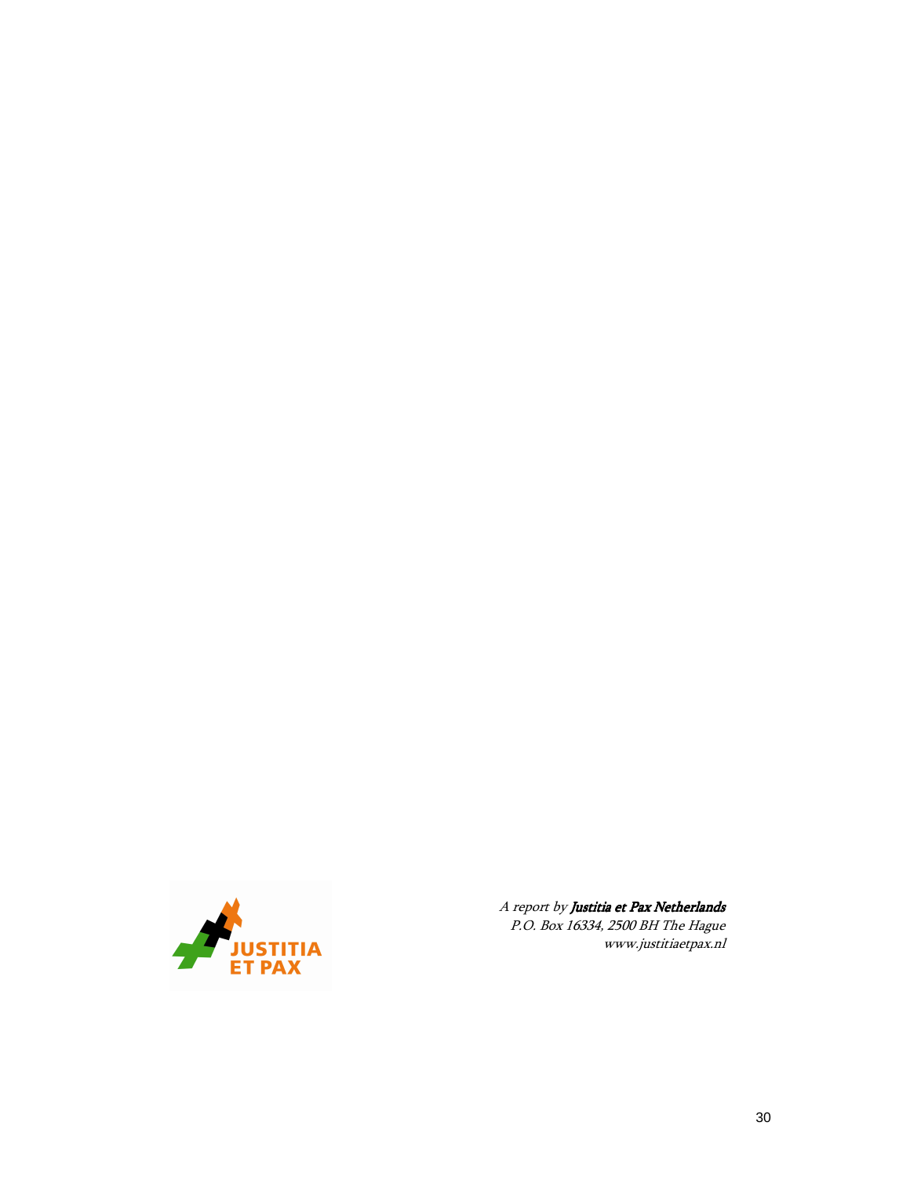JUSTITIA
ET PAX

*A report by* ***Justitia et Pax Netherlands***
*P.O. Box 16334, 2500 BH The Hague*
*www.justitiaetpax.nl*